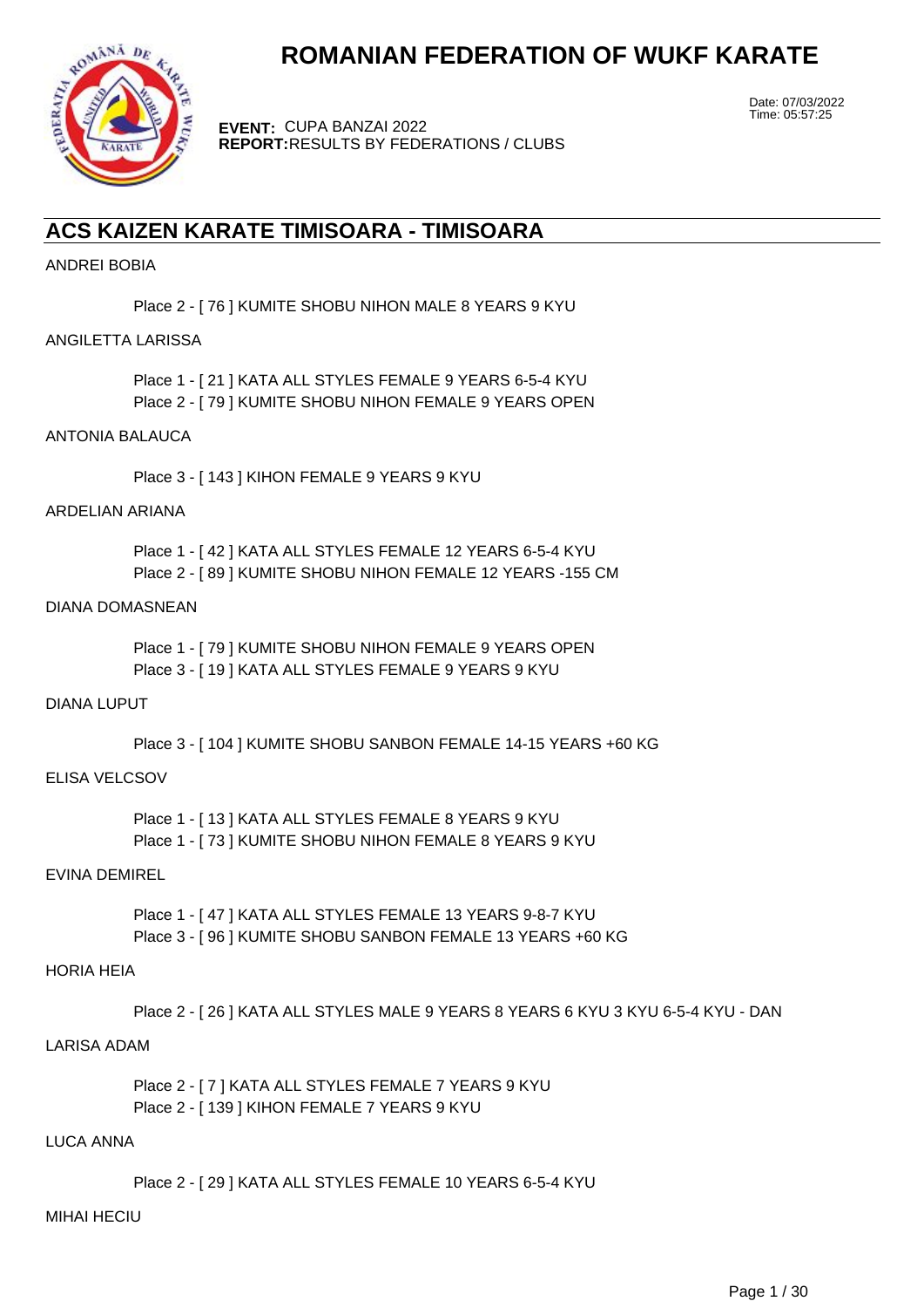# ROMANIAN FEDERATION OF WUKF KARATE

**EVENT:** CUPA BANZAI 2022
**REPORT:** RESULTS BY FEDERATIONS / CLUBS

Date: 07/03/2022
Time: 05:57:25

## ACS KAIZEN KARATE TIMISOARA - TIMISOARA

ANDREI BOBIA

Place 2 - [ 76 ] KUMITE SHOBU NIHON MALE 8 YEARS 9 KYU

ANGILETTA LARISSA

Place 1 - [ 21 ] KATA ALL STYLES FEMALE 9 YEARS 6-5-4 KYU
Place 2 - [ 79 ] KUMITE SHOBU NIHON FEMALE 9 YEARS OPEN

ANTONIA BALAUCA

Place 3 - [ 143 ] KIHON FEMALE 9 YEARS 9 KYU

ARDELIAN ARIANA

Place 1 - [ 42 ] KATA ALL STYLES FEMALE 12 YEARS 6-5-4 KYU
Place 2 - [ 89 ] KUMITE SHOBU NIHON FEMALE 12 YEARS -155 CM

DIANA DOMASNEAN

Place 1 - [ 79 ] KUMITE SHOBU NIHON FEMALE 9 YEARS OPEN
Place 3 - [ 19 ] KATA ALL STYLES FEMALE 9 YEARS 9 KYU

DIANA LUPUT

Place 3 - [ 104 ] KUMITE SHOBU SANBON FEMALE 14-15 YEARS +60 KG

ELISA VELCSOV

Place 1 - [ 13 ] KATA ALL STYLES FEMALE 8 YEARS 9 KYU
Place 1 - [ 73 ] KUMITE SHOBU NIHON FEMALE 8 YEARS 9 KYU

EVINA DEMIREL

Place 1 - [ 47 ] KATA ALL STYLES FEMALE 13 YEARS 9-8-7 KYU
Place 3 - [ 96 ] KUMITE SHOBU SANBON FEMALE 13 YEARS +60 KG

HORIA HEIA

Place 2 - [ 26 ] KATA ALL STYLES MALE 9 YEARS 8 YEARS 6 KYU 3 KYU 6-5-4 KYU - DAN

LARISA ADAM

Place 2 - [ 7 ] KATA ALL STYLES FEMALE 7 YEARS 9 KYU
Place 2 - [ 139 ] KIHON FEMALE 7 YEARS 9 KYU

LUCA ANNA

Place 2 - [ 29 ] KATA ALL STYLES FEMALE 10 YEARS 6-5-4 KYU

MIHAI HECIU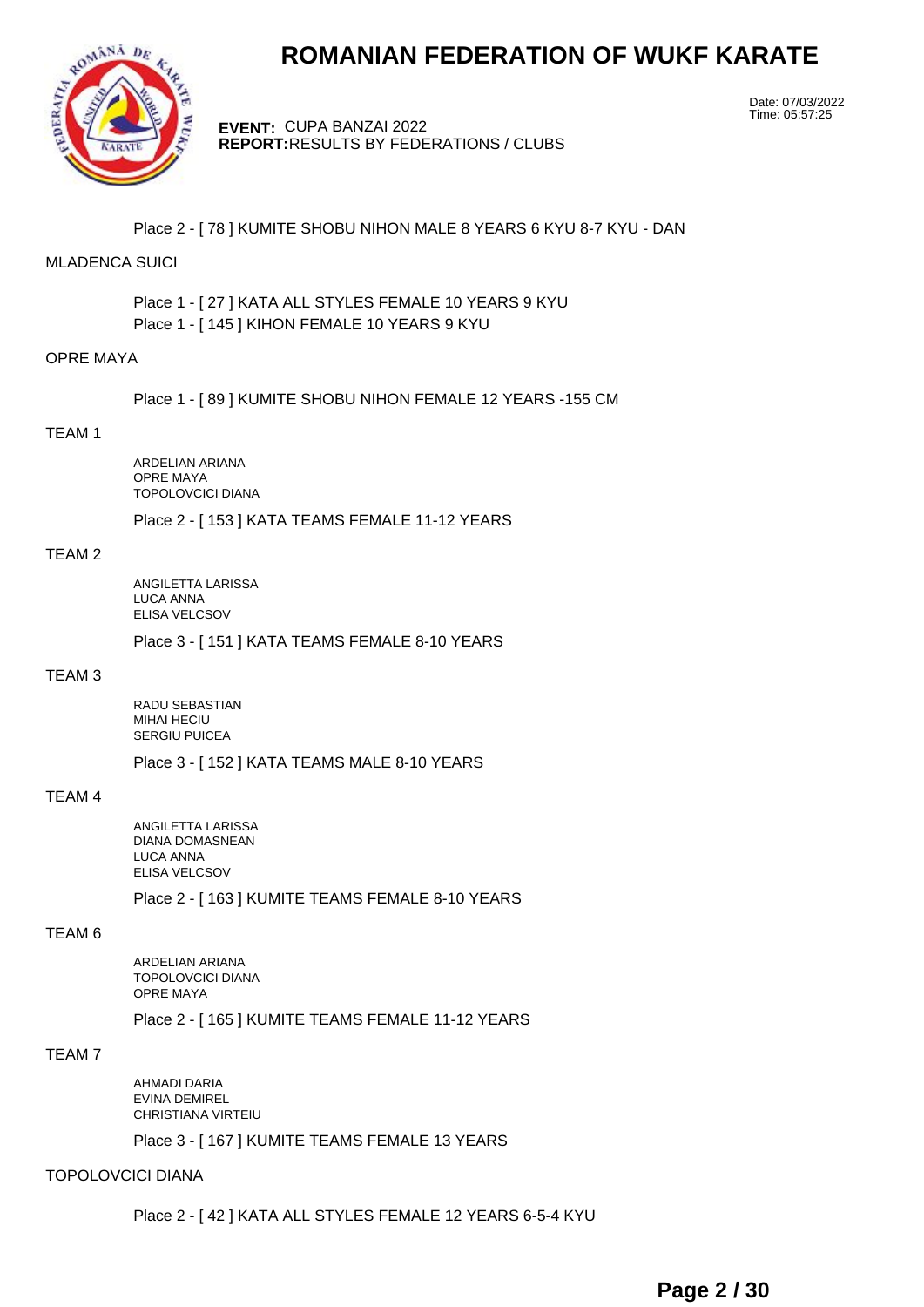Place 2 - [ 78 ] KUMITE SHOBU NIHON MALE 8 YEARS 6 KYU 8-7 KYU - DAN

MLADENCA SUICI

Place 1 - [ 27 ] KATA ALL STYLES FEMALE 10 YEARS 9 KYU
Place 1 - [ 145 ] KIHON FEMALE 10 YEARS 9 KYU

OPRE MAYA

Place 1 - [ 89 ] KUMITE SHOBU NIHON FEMALE 12 YEARS -155 CM

TEAM 1

ARDELIAN ARIANA
OPRE MAYA
TOPOLOVCICI DIANA

Place 2 - [ 153 ] KATA TEAMS FEMALE 11-12 YEARS

TEAM 2

ANGILETTA LARISSA
LUCA ANNA
ELISA VELCSOV

Place 3 - [ 151 ] KATA TEAMS FEMALE 8-10 YEARS

TEAM 3

RADU SEBASTIAN
MIHAI HECIU
SERGIU PUICEA

Place 3 - [ 152 ] KATA TEAMS MALE 8-10 YEARS

TEAM 4

ANGILETTA LARISSA
DIANA DOMASNEAN
LUCA ANNA
ELISA VELCSOV

Place 2 - [ 163 ] KUMITE TEAMS FEMALE 8-10 YEARS

TEAM 6

ARDELIAN ARIANA
TOPOLOVCICI DIANA
OPRE MAYA

Place 2 - [ 165 ] KUMITE TEAMS FEMALE 11-12 YEARS

TEAM 7

AHMADI DARIA
EVINA DEMIREL
CHRISTIANA VIRTEIU

Place 3 - [ 167 ] KUMITE TEAMS FEMALE 13 YEARS

TOPOLOVCICI DIANA

Place 2 - [ 42 ] KATA ALL STYLES FEMALE 12 YEARS 6-5-4 KYU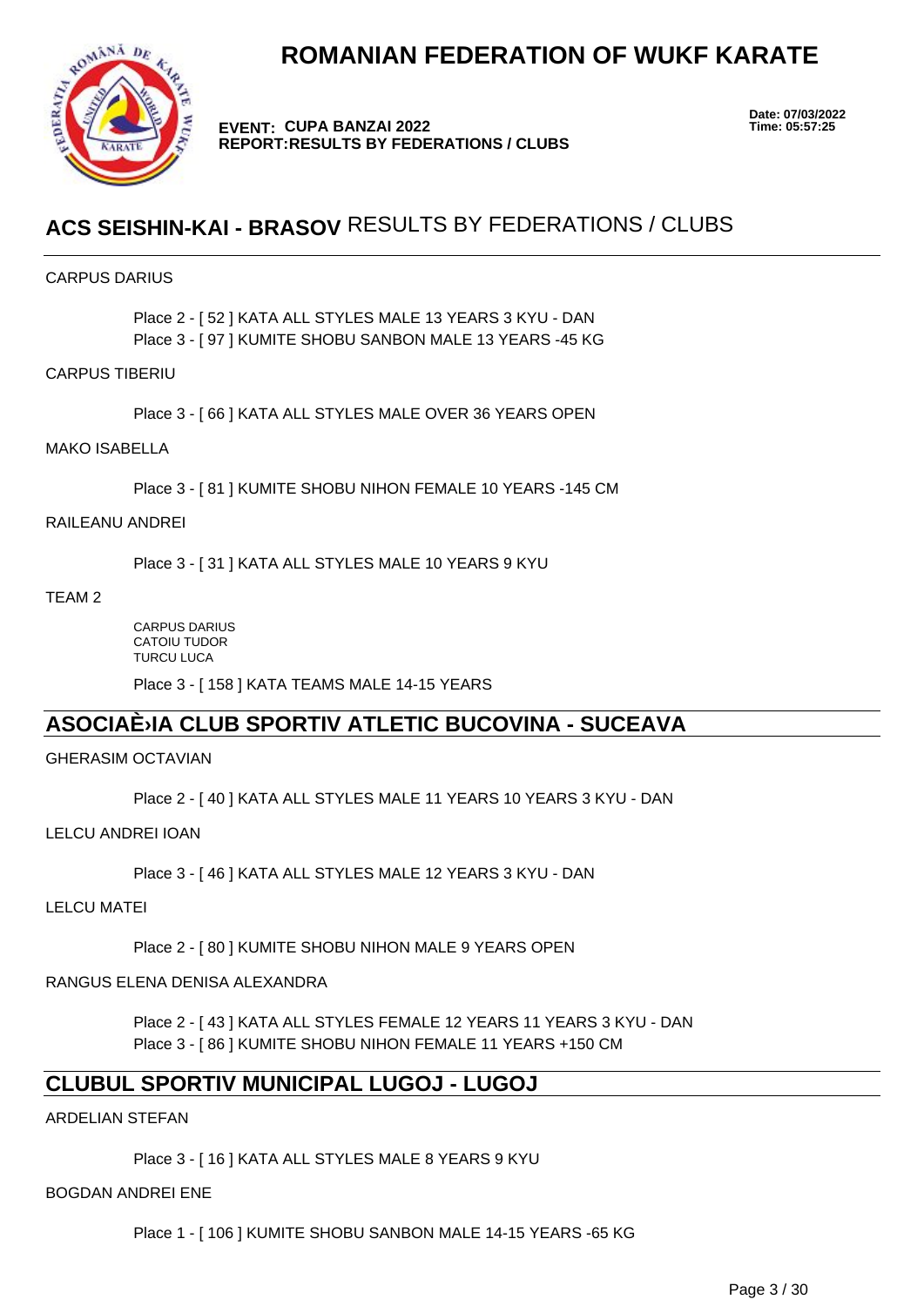# ROMANIAN FEDERATION OF WUKF KARATE

**EVENT: CUPA BANZAI 2022**
**REPORT:RESULTS BY FEDERATIONS / CLUBS**

**Date: 07/03/2022**
**Time: 05:57:25**

## **ACS SEISHIN-KAI - BRASOV** RESULTS BY FEDERATIONS / CLUBS

CARPUS DARIUS

Place 2 - [ 52 ] KATA ALL STYLES MALE 13 YEARS 3 KYU - DAN
Place 3 - [ 97 ] KUMITE SHOBU SANBON MALE 13 YEARS -45 KG

CARPUS TIBERIU

Place 3 - [ 66 ] KATA ALL STYLES MALE OVER 36 YEARS OPEN

MAKO ISABELLA

Place 3 - [ 81 ] KUMITE SHOBU NIHON FEMALE 10 YEARS -145 CM

RAILEANU ANDREI

Place 3 - [ 31 ] KATA ALL STYLES MALE 10 YEARS 9 KYU

TEAM 2

CARPUS DARIUS
CATOIU TUDOR
TURCU LUCA

Place 3 - [ 158 ] KATA TEAMS MALE 14-15 YEARS

## ASOCIAÈ›IA CLUB SPORTIV ATLETIC BUCOVINA - SUCEAVA

GHERASIM OCTAVIAN

Place 2 - [ 40 ] KATA ALL STYLES MALE 11 YEARS 10 YEARS 3 KYU - DAN

LELCU ANDREI IOAN

Place 3 - [ 46 ] KATA ALL STYLES MALE 12 YEARS 3 KYU - DAN

LELCU MATEI

Place 2 - [ 80 ] KUMITE SHOBU NIHON MALE 9 YEARS OPEN

RANGUS ELENA DENISA ALEXANDRA

Place 2 - [ 43 ] KATA ALL STYLES FEMALE 12 YEARS 11 YEARS 3 KYU - DAN
Place 3 - [ 86 ] KUMITE SHOBU NIHON FEMALE 11 YEARS +150 CM

## CLUBUL SPORTIV MUNICIPAL LUGOJ - LUGOJ

ARDELIAN STEFAN

Place 3 - [ 16 ] KATA ALL STYLES MALE 8 YEARS 9 KYU

BOGDAN ANDREI ENE

Place 1 - [ 106 ] KUMITE SHOBU SANBON MALE 14-15 YEARS -65 KG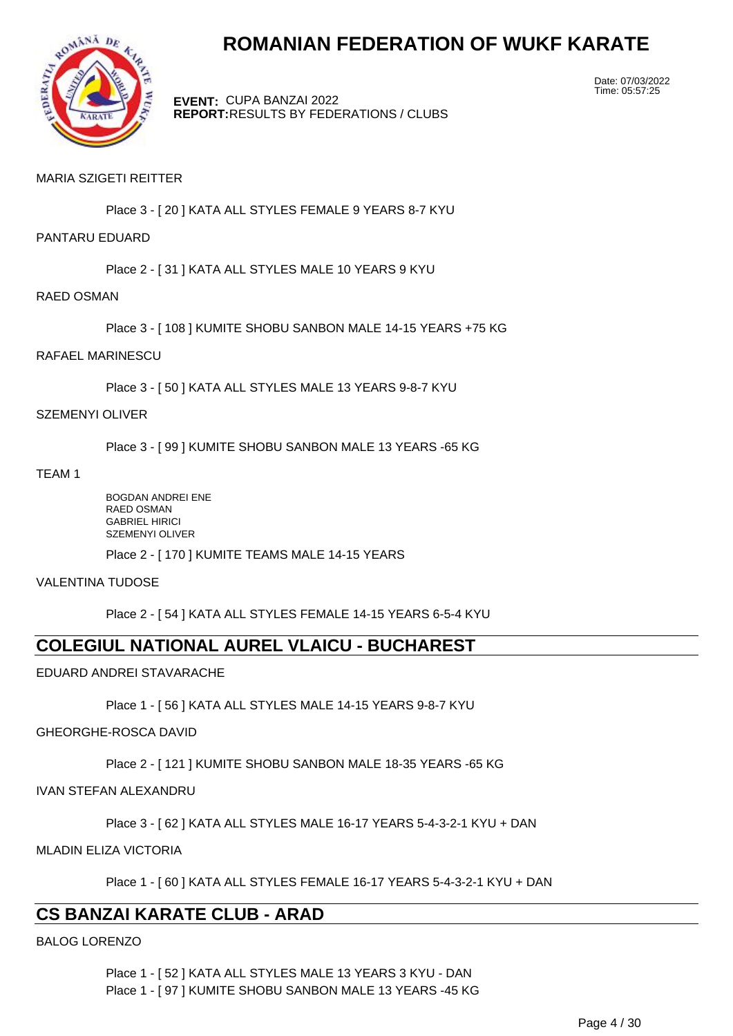MARIA SZIGETI REITTER

Place 3 - [ 20 ] KATA ALL STYLES FEMALE 9 YEARS 8-7 KYU

PANTARU EDUARD

Place 2 - [ 31 ] KATA ALL STYLES MALE 10 YEARS 9 KYU

RAED OSMAN

Place 3 - [ 108 ] KUMITE SHOBU SANBON MALE 14-15 YEARS +75 KG

RAFAEL MARINESCU

Place 3 - [ 50 ] KATA ALL STYLES MALE 13 YEARS 9-8-7 KYU

SZEMENYI OLIVER

Place 3 - [ 99 ] KUMITE SHOBU SANBON MALE 13 YEARS -65 KG

TEAM 1

BOGDAN ANDREI ENE
RAED OSMAN
GABRIEL HIRICI
SZEMENYI OLIVER

Place 2 - [ 170 ] KUMITE TEAMS MALE 14-15 YEARS

VALENTINA TUDOSE

Place 2 - [ 54 ] KATA ALL STYLES FEMALE 14-15 YEARS 6-5-4 KYU

## COLEGIUL NATIONAL AUREL VLAICU - BUCHAREST

EDUARD ANDREI STAVARACHE

Place 1 - [ 56 ] KATA ALL STYLES MALE 14-15 YEARS 9-8-7 KYU

GHEORGHE-ROSCA DAVID

Place 2 - [ 121 ] KUMITE SHOBU SANBON MALE 18-35 YEARS -65 KG

IVAN STEFAN ALEXANDRU

Place 3 - [ 62 ] KATA ALL STYLES MALE 16-17 YEARS 5-4-3-2-1 KYU + DAN

MLADIN ELIZA VICTORIA

Place 1 - [ 60 ] KATA ALL STYLES FEMALE 16-17 YEARS 5-4-3-2-1 KYU + DAN

## CS BANZAI KARATE CLUB - ARAD

BALOG LORENZO

Place 1 - [ 52 ] KATA ALL STYLES MALE 13 YEARS 3 KYU - DAN
Place 1 - [ 97 ] KUMITE SHOBU SANBON MALE 13 YEARS -45 KG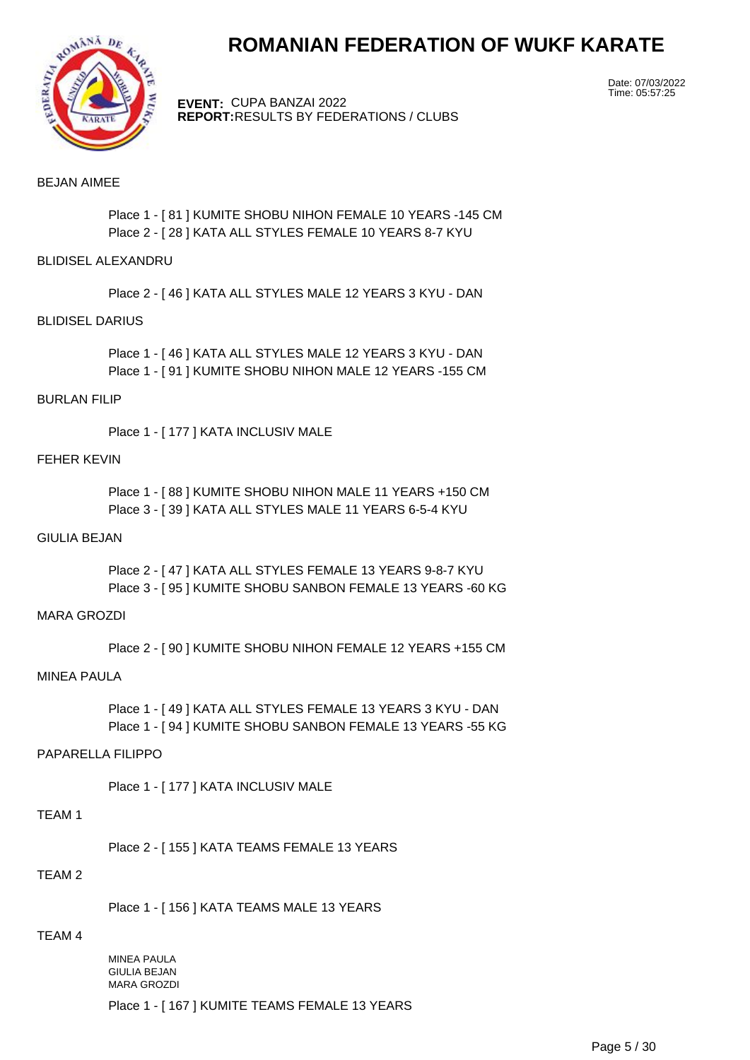# ROMANIAN FEDERATION OF WUKF KARATE

**EVENT:** CUPA BANZAI 2022
**REPORT:** RESULTS BY FEDERATIONS / CLUBS

Date: 07/03/2022
Time: 05:57:25

BEJAN AIMEE

- Place 1 - [ 81 ] KUMITE SHOBU NIHON FEMALE 10 YEARS -145 CM
- Place 2 - [ 28 ] KATA ALL STYLES FEMALE 10 YEARS 8-7 KYU

BLIDISEL ALEXANDRU

- Place 2 - [ 46 ] KATA ALL STYLES MALE 12 YEARS 3 KYU - DAN

BLIDISEL DARIUS

- Place 1 - [ 46 ] KATA ALL STYLES MALE 12 YEARS 3 KYU - DAN
- Place 1 - [ 91 ] KUMITE SHOBU NIHON MALE 12 YEARS -155 CM

BURLAN FILIP

- Place 1 - [ 177 ] KATA INCLUSIV MALE

FEHER KEVIN

- Place 1 - [ 88 ] KUMITE SHOBU NIHON MALE 11 YEARS +150 CM
- Place 3 - [ 39 ] KATA ALL STYLES MALE 11 YEARS 6-5-4 KYU

GIULIA BEJAN

- Place 2 - [ 47 ] KATA ALL STYLES FEMALE 13 YEARS 9-8-7 KYU
- Place 3 - [ 95 ] KUMITE SHOBU SANBON FEMALE 13 YEARS -60 KG

MARA GROZDI

- Place 2 - [ 90 ] KUMITE SHOBU NIHON FEMALE 12 YEARS +155 CM

MINEA PAULA

- Place 1 - [ 49 ] KATA ALL STYLES FEMALE 13 YEARS 3 KYU - DAN
- Place 1 - [ 94 ] KUMITE SHOBU SANBON FEMALE 13 YEARS -55 KG

PAPARELLA FILIPPO

- Place 1 - [ 177 ] KATA INCLUSIV MALE

TEAM 1

- Place 2 - [ 155 ] KATA TEAMS FEMALE 13 YEARS

TEAM 2

- Place 1 - [ 156 ] KATA TEAMS MALE 13 YEARS

TEAM 4

MINEA PAULA
GIULIA BEJAN
MARA GROZDI

- Place 1 - [ 167 ] KUMITE TEAMS FEMALE 13 YEARS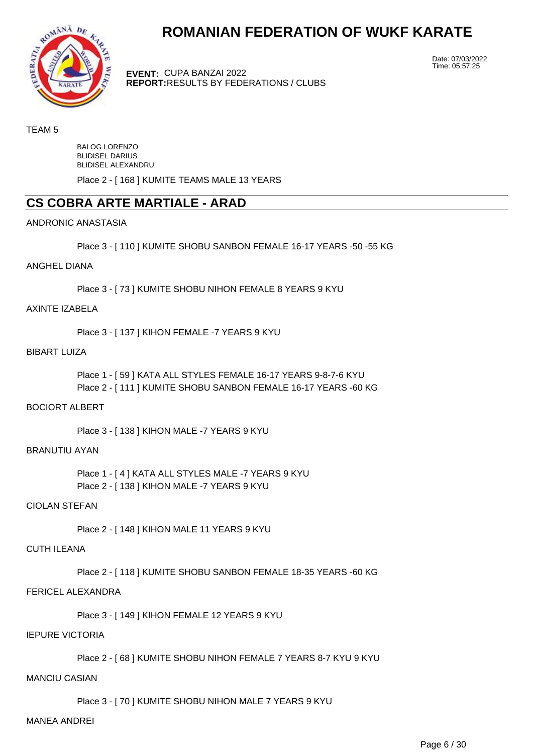# ROMANIAN FEDERATION OF WUKF KARATE

**EVENT:** CUPA BANZAI 2022
**REPORT:** RESULTS BY FEDERATIONS / CLUBS

Date: 07/03/2022
Time: 05:57:25

TEAM 5

BALOG LORENZO
BLIDISEL DARIUS
BLIDISEL ALEXANDRU

Place 2 - [ 168 ] KUMITE TEAMS MALE 13 YEARS

## CS COBRA ARTE MARTIALE - ARAD

ANDRONIC ANASTASIA

Place 3 - [ 110 ] KUMITE SHOBU SANBON FEMALE 16-17 YEARS -50 -55 KG

ANGHEL DIANA

Place 3 - [ 73 ] KUMITE SHOBU NIHON FEMALE 8 YEARS 9 KYU

AXINTE IZABELA

Place 3 - [ 137 ] KIHON FEMALE -7 YEARS 9 KYU

BIBART LUIZA

Place 1 - [ 59 ] KATA ALL STYLES FEMALE 16-17 YEARS 9-8-7-6 KYU
Place 2 - [ 111 ] KUMITE SHOBU SANBON FEMALE 16-17 YEARS -60 KG

BOCIORT ALBERT

Place 3 - [ 138 ] KIHON MALE -7 YEARS 9 KYU

BRANUTIU AYAN

Place 1 - [ 4 ] KATA ALL STYLES MALE -7 YEARS 9 KYU
Place 2 - [ 138 ] KIHON MALE -7 YEARS 9 KYU

CIOLAN STEFAN

Place 2 - [ 148 ] KIHON MALE 11 YEARS 9 KYU

CUTH ILEANA

Place 2 - [ 118 ] KUMITE SHOBU SANBON FEMALE 18-35 YEARS -60 KG

FERICEL ALEXANDRA

Place 3 - [ 149 ] KIHON FEMALE 12 YEARS 9 KYU

IEPURE VICTORIA

Place 2 - [ 68 ] KUMITE SHOBU NIHON FEMALE 7 YEARS 8-7 KYU 9 KYU

MANCIU CASIAN

Place 3 - [ 70 ] KUMITE SHOBU NIHON MALE 7 YEARS 9 KYU

MANEA ANDREI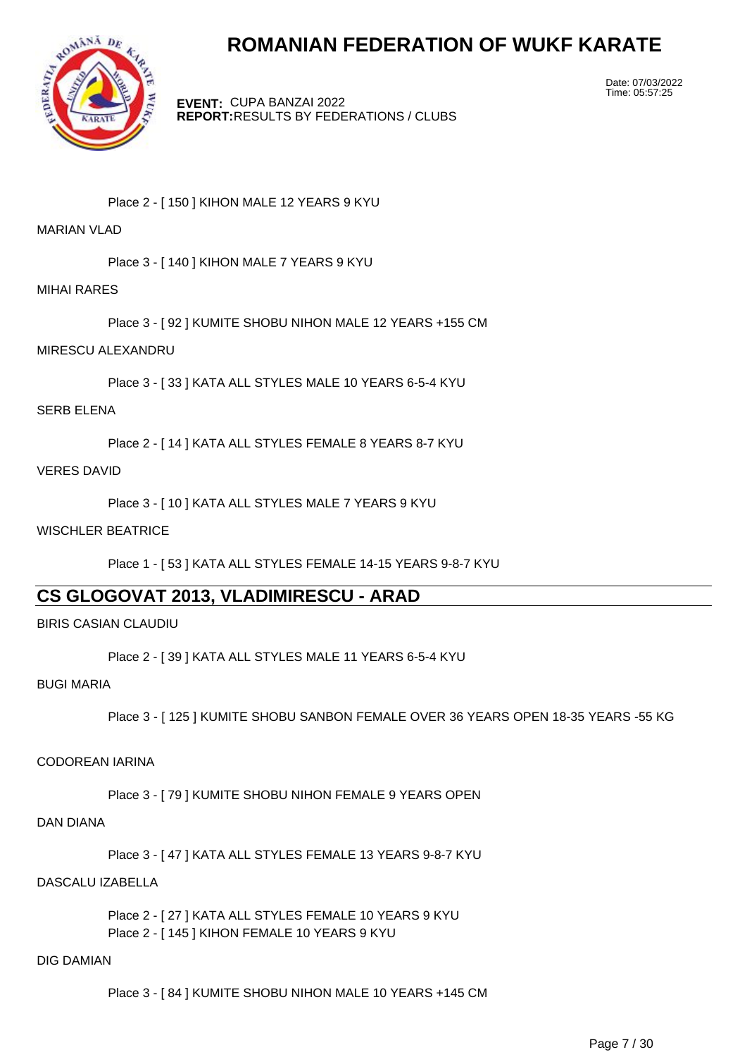Place 2 - [ 150 ] KIHON MALE 12 YEARS 9 KYU

MARIAN VLAD

Place 3 - [ 140 ] KIHON MALE 7 YEARS 9 KYU

MIHAI RARES

Place 3 - [ 92 ] KUMITE SHOBU NIHON MALE 12 YEARS +155 CM

MIRESCU ALEXANDRU

Place 3 - [ 33 ] KATA ALL STYLES MALE 10 YEARS 6-5-4 KYU

SERB ELENA

Place 2 - [ 14 ] KATA ALL STYLES FEMALE 8 YEARS 8-7 KYU

VERES DAVID

Place 3 - [ 10 ] KATA ALL STYLES MALE 7 YEARS 9 KYU

WISCHLER BEATRICE

Place 1 - [ 53 ] KATA ALL STYLES FEMALE 14-15 YEARS 9-8-7 KYU

## CS GLOGOVAT 2013, VLADIMIRESCU - ARAD

BIRIS CASIAN CLAUDIU

Place 2 - [ 39 ] KATA ALL STYLES MALE 11 YEARS 6-5-4 KYU

BUGI MARIA

Place 3 - [ 125 ] KUMITE SHOBU SANBON FEMALE OVER 36 YEARS OPEN 18-35 YEARS -55 KG

CODOREAN IARINA

Place 3 - [ 79 ] KUMITE SHOBU NIHON FEMALE 9 YEARS OPEN

DAN DIANA

Place 3 - [ 47 ] KATA ALL STYLES FEMALE 13 YEARS 9-8-7 KYU

DASCALU IZABELLA

Place 2 - [ 27 ] KATA ALL STYLES FEMALE 10 YEARS 9 KYU
Place 2 - [ 145 ] KIHON FEMALE 10 YEARS 9 KYU

DIG DAMIAN

Place 3 - [ 84 ] KUMITE SHOBU NIHON MALE 10 YEARS +145 CM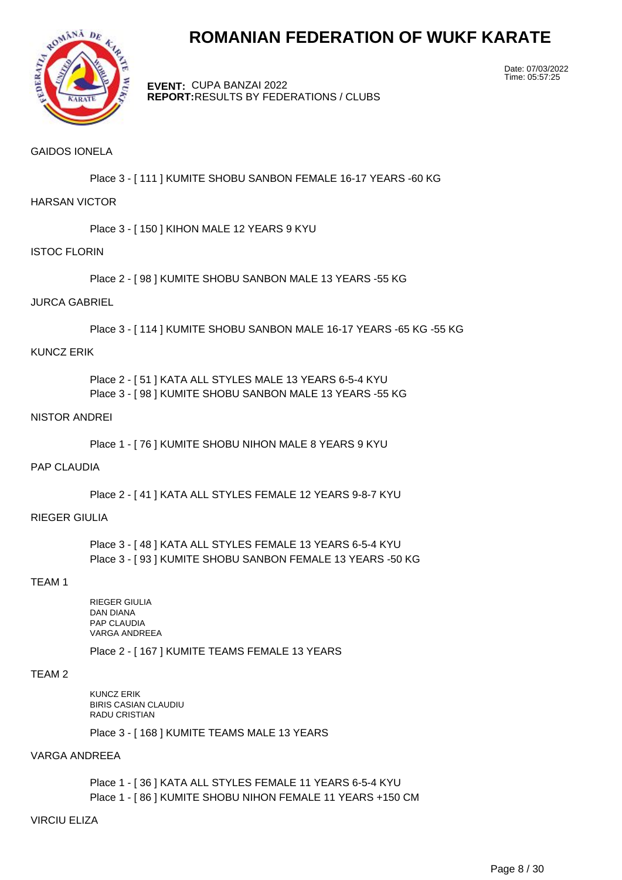# ROMANIAN FEDERATION OF WUKF KARATE

**EVENT:** CUPA BANZAI 2022
**REPORT:** RESULTS BY FEDERATIONS / CLUBS

Date: 07/03/2022
Time: 05:57:25

GAIDOS IONELA

Place 3 - [ 111 ] KUMITE SHOBU SANBON FEMALE 16-17 YEARS -60 KG

HARSAN VICTOR

Place 3 - [ 150 ] KIHON MALE 12 YEARS 9 KYU

ISTOC FLORIN

Place 2 - [ 98 ] KUMITE SHOBU SANBON MALE 13 YEARS -55 KG

JURCA GABRIEL

Place 3 - [ 114 ] KUMITE SHOBU SANBON MALE 16-17 YEARS -65 KG -55 KG

KUNCZ ERIK

Place 2 - [ 51 ] KATA ALL STYLES MALE 13 YEARS 6-5-4 KYU
Place 3 - [ 98 ] KUMITE SHOBU SANBON MALE 13 YEARS -55 KG

NISTOR ANDREI

Place 1 - [ 76 ] KUMITE SHOBU NIHON MALE 8 YEARS 9 KYU

PAP CLAUDIA

Place 2 - [ 41 ] KATA ALL STYLES FEMALE 12 YEARS 9-8-7 KYU

RIEGER GIULIA

Place 3 - [ 48 ] KATA ALL STYLES FEMALE 13 YEARS 6-5-4 KYU
Place 3 - [ 93 ] KUMITE SHOBU SANBON FEMALE 13 YEARS -50 KG

TEAM 1

RIEGER GIULIA
DAN DIANA
PAP CLAUDIA
VARGA ANDREEA

Place 2 - [ 167 ] KUMITE TEAMS FEMALE 13 YEARS

TEAM 2

KUNCZ ERIK
BIRIS CASIAN CLAUDIU
RADU CRISTIAN

Place 3 - [ 168 ] KUMITE TEAMS MALE 13 YEARS

VARGA ANDREEA

Place 1 - [ 36 ] KATA ALL STYLES FEMALE 11 YEARS 6-5-4 KYU
Place 1 - [ 86 ] KUMITE SHOBU NIHON FEMALE 11 YEARS +150 CM

VIRCIU ELIZA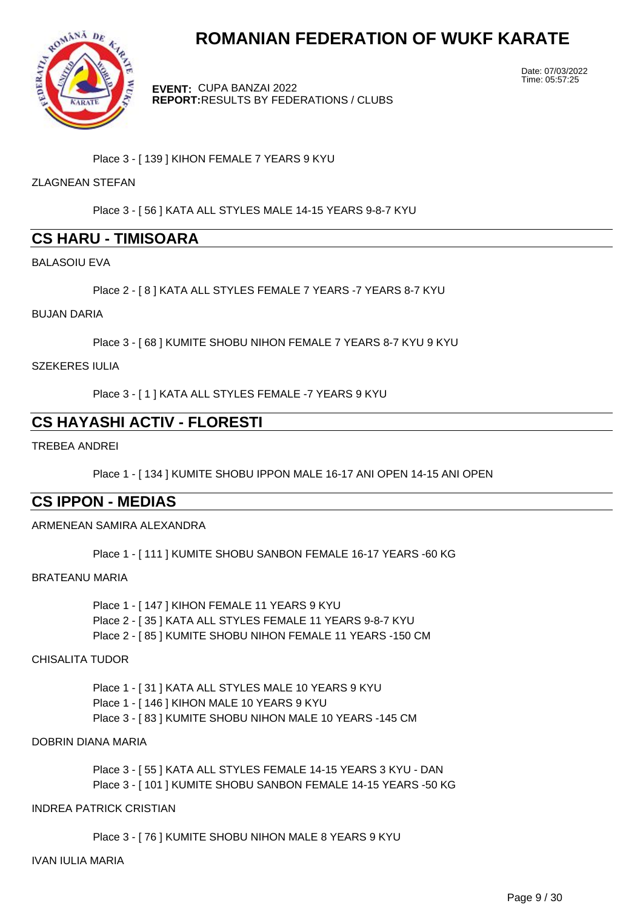Place 3 - [ 139 ] KIHON FEMALE 7 YEARS 9 KYU

ZLAGNEAN STEFAN

Place 3 - [ 56 ] KATA ALL STYLES MALE 14-15 YEARS 9-8-7 KYU

## CS HARU - TIMISOARA

BALASOIU EVA

Place 2 - [ 8 ] KATA ALL STYLES FEMALE 7 YEARS -7 YEARS 8-7 KYU

BUJAN DARIA

Place 3 - [ 68 ] KUMITE SHOBU NIHON FEMALE 7 YEARS 8-7 KYU 9 KYU

SZEKERES IULIA

Place 3 - [ 1 ] KATA ALL STYLES FEMALE -7 YEARS 9 KYU

## CS HAYASHI ACTIV - FLORESTI

TREBEA ANDREI

Place 1 - [ 134 ] KUMITE SHOBU IPPON MALE 16-17 ANI OPEN 14-15 ANI OPEN

## CS IPPON - MEDIAS

ARMENEAN SAMIRA ALEXANDRA

Place 1 - [ 111 ] KUMITE SHOBU SANBON FEMALE 16-17 YEARS -60 KG

BRATEANU MARIA

Place 1 - [ 147 ] KIHON FEMALE 11 YEARS 9 KYU
Place 2 - [ 35 ] KATA ALL STYLES FEMALE 11 YEARS 9-8-7 KYU
Place 2 - [ 85 ] KUMITE SHOBU NIHON FEMALE 11 YEARS -150 CM

CHISALITA TUDOR

Place 1 - [ 31 ] KATA ALL STYLES MALE 10 YEARS 9 KYU
Place 1 - [ 146 ] KIHON MALE 10 YEARS 9 KYU
Place 3 - [ 83 ] KUMITE SHOBU NIHON MALE 10 YEARS -145 CM

DOBRIN DIANA MARIA

Place 3 - [ 55 ] KATA ALL STYLES FEMALE 14-15 YEARS 3 KYU - DAN
Place 3 - [ 101 ] KUMITE SHOBU SANBON FEMALE 14-15 YEARS -50 KG

INDREA PATRICK CRISTIAN

Place 3 - [ 76 ] KUMITE SHOBU NIHON MALE 8 YEARS 9 KYU

IVAN IULIA MARIA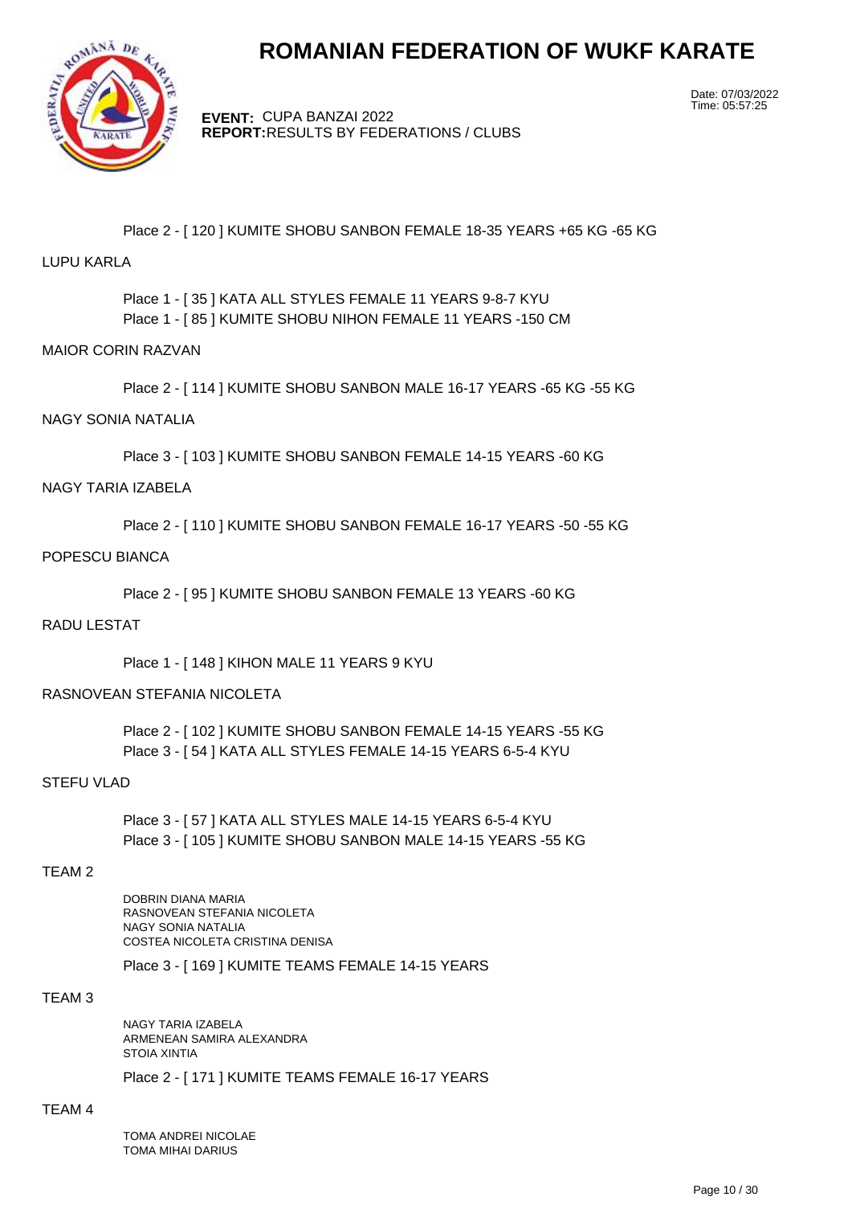# ROMANIAN FEDERATION OF WUKF KARATE

**EVENT:** CUPA BANZAI 2022
**REPORT:** RESULTS BY FEDERATIONS / CLUBS

Date: 07/03/2022
Time: 05:57:25

Place 2 - [ 120 ] KUMITE SHOBU SANBON FEMALE 18-35 YEARS +65 KG -65 KG

LUPU KARLA

Place 1 - [ 35 ] KATA ALL STYLES FEMALE 11 YEARS 9-8-7 KYU
Place 1 - [ 85 ] KUMITE SHOBU NIHON FEMALE 11 YEARS -150 CM

MAIOR CORIN RAZVAN

Place 2 - [ 114 ] KUMITE SHOBU SANBON MALE 16-17 YEARS -65 KG -55 KG

NAGY SONIA NATALIA

Place 3 - [ 103 ] KUMITE SHOBU SANBON FEMALE 14-15 YEARS -60 KG

NAGY TARIA IZABELA

Place 2 - [ 110 ] KUMITE SHOBU SANBON FEMALE 16-17 YEARS -50 -55 KG

POPESCU BIANCA

Place 2 - [ 95 ] KUMITE SHOBU SANBON FEMALE 13 YEARS -60 KG

RADU LESTAT

Place 1 - [ 148 ] KIHON MALE 11 YEARS 9 KYU

RASNOVEAN STEFANIA NICOLETA

Place 2 - [ 102 ] KUMITE SHOBU SANBON FEMALE 14-15 YEARS -55 KG
Place 3 - [ 54 ] KATA ALL STYLES FEMALE 14-15 YEARS 6-5-4 KYU

STEFU VLAD

Place 3 - [ 57 ] KATA ALL STYLES MALE 14-15 YEARS 6-5-4 KYU
Place 3 - [ 105 ] KUMITE SHOBU SANBON MALE 14-15 YEARS -55 KG

TEAM 2

DOBRIN DIANA MARIA
RASNOVEAN STEFANIA NICOLETA
NAGY SONIA NATALIA
COSTEA NICOLETA CRISTINA DENISA

Place 3 - [ 169 ] KUMITE TEAMS FEMALE 14-15 YEARS

TEAM 3

NAGY TARIA IZABELA
ARMENEAN SAMIRA ALEXANDRA
STOIA XINTIA

Place 2 - [ 171 ] KUMITE TEAMS FEMALE 16-17 YEARS

TEAM 4

TOMA ANDREI NICOLAE
TOMA MIHAI DARIUS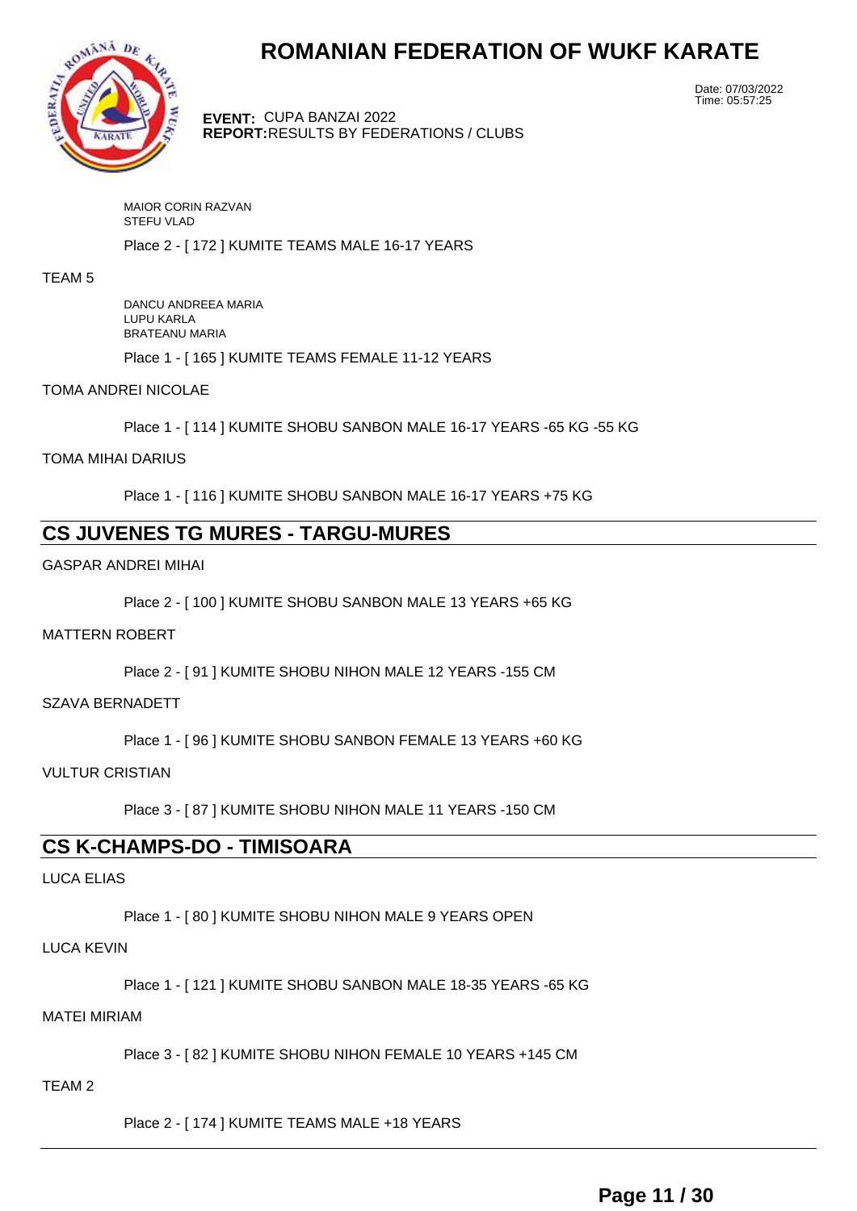MAIOR CORIN RAZVAN
STEFU VLAD

Place 2 - [ 172 ] KUMITE TEAMS MALE 16-17 YEARS

TEAM 5

DANCU ANDREEA MARIA
LUPU KARLA
BRATEANU MARIA

Place 1 - [ 165 ] KUMITE TEAMS FEMALE 11-12 YEARS

TOMA ANDREI NICOLAE

Place 1 - [ 114 ] KUMITE SHOBU SANBON MALE 16-17 YEARS -65 KG -55 KG

TOMA MIHAI DARIUS

Place 1 - [ 116 ] KUMITE SHOBU SANBON MALE 16-17 YEARS +75 KG

## CS JUVENES TG MURES - TARGU-MURES

GASPAR ANDREI MIHAI

Place 2 - [ 100 ] KUMITE SHOBU SANBON MALE 13 YEARS +65 KG

MATTERN ROBERT

Place 2 - [ 91 ] KUMITE SHOBU NIHON MALE 12 YEARS -155 CM

SZAVA BERNADETT

Place 1 - [ 96 ] KUMITE SHOBU SANBON FEMALE 13 YEARS +60 KG

VULTUR CRISTIAN

Place 3 - [ 87 ] KUMITE SHOBU NIHON MALE 11 YEARS -150 CM

## CS K-CHAMPS-DO - TIMISOARA

LUCA ELIAS

Place 1 - [ 80 ] KUMITE SHOBU NIHON MALE 9 YEARS OPEN

LUCA KEVIN

Place 1 - [ 121 ] KUMITE SHOBU SANBON MALE 18-35 YEARS -65 KG

MATEI MIRIAM

Place 3 - [ 82 ] KUMITE SHOBU NIHON FEMALE 10 YEARS +145 CM

TEAM 2

Place 2 - [ 174 ] KUMITE TEAMS MALE +18 YEARS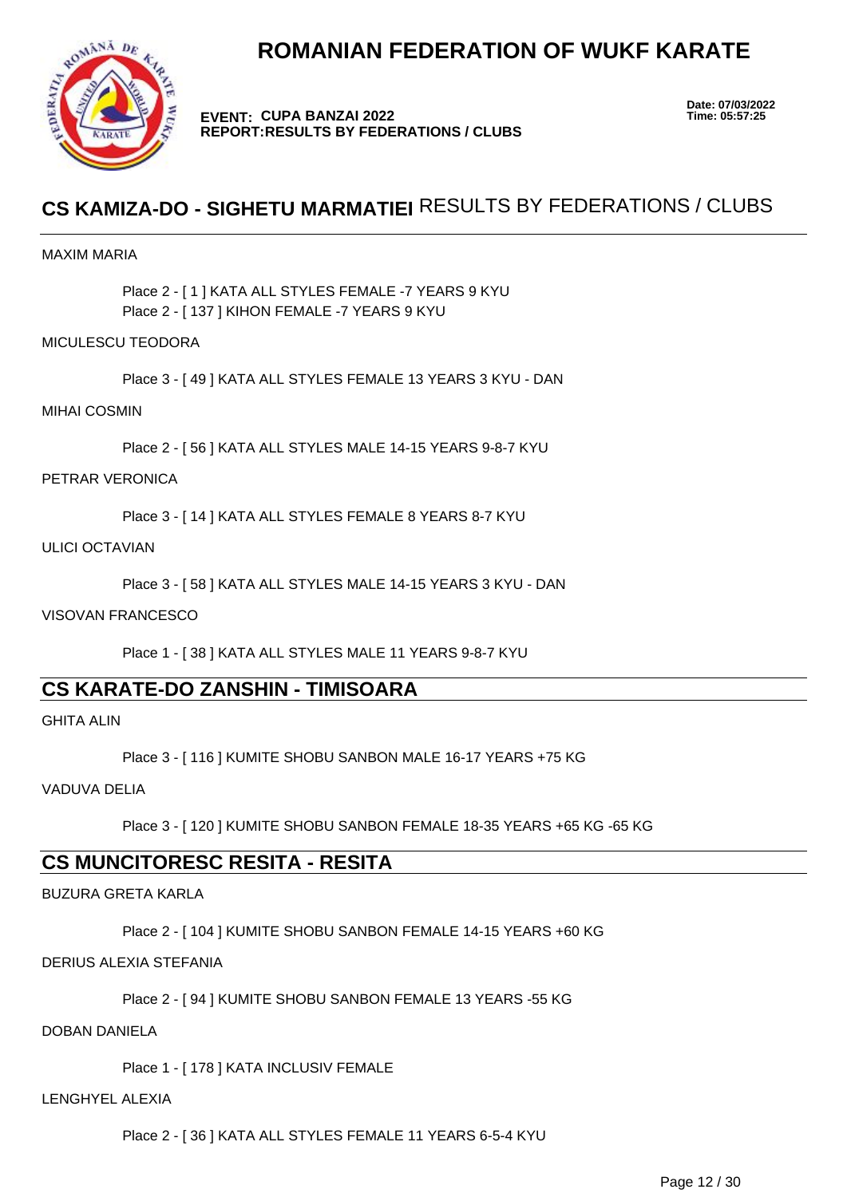# ROMANIAN FEDERATION OF WUKF KARATE

**EVENT: CUPA BANZAI 2022**
**REPORT:RESULTS BY FEDERATIONS / CLUBS**

**Date: 07/03/2022**
**Time: 05:57:25**

## CS KAMIZA-DO - SIGHETU MARMATIEI RESULTS BY FEDERATIONS / CLUBS

MAXIM MARIA

Place 2 - [ 1 ] KATA ALL STYLES FEMALE -7 YEARS 9 KYU
Place 2 - [ 137 ] KIHON FEMALE -7 YEARS 9 KYU

MICULESCU TEODORA

Place 3 - [ 49 ] KATA ALL STYLES FEMALE 13 YEARS 3 KYU - DAN

MIHAI COSMIN

Place 2 - [ 56 ] KATA ALL STYLES MALE 14-15 YEARS 9-8-7 KYU

PETRAR VERONICA

Place 3 - [ 14 ] KATA ALL STYLES FEMALE 8 YEARS 8-7 KYU

ULICI OCTAVIAN

Place 3 - [ 58 ] KATA ALL STYLES MALE 14-15 YEARS 3 KYU - DAN

VISOVAN FRANCESCO

Place 1 - [ 38 ] KATA ALL STYLES MALE 11 YEARS 9-8-7 KYU

## CS KARATE-DO ZANSHIN - TIMISOARA

GHITA ALIN

Place 3 - [ 116 ] KUMITE SHOBU SANBON MALE 16-17 YEARS +75 KG

VADUVA DELIA

Place 3 - [ 120 ] KUMITE SHOBU SANBON FEMALE 18-35 YEARS +65 KG -65 KG

## CS MUNCITORESC RESITA - RESITA

BUZURA GRETA KARLA

Place 2 - [ 104 ] KUMITE SHOBU SANBON FEMALE 14-15 YEARS +60 KG

DERIUS ALEXIA STEFANIA

Place 2 - [ 94 ] KUMITE SHOBU SANBON FEMALE 13 YEARS -55 KG

DOBAN DANIELA

Place 1 - [ 178 ] KATA INCLUSIV FEMALE

LENGHYEL ALEXIA

Place 2 - [ 36 ] KATA ALL STYLES FEMALE 11 YEARS 6-5-4 KYU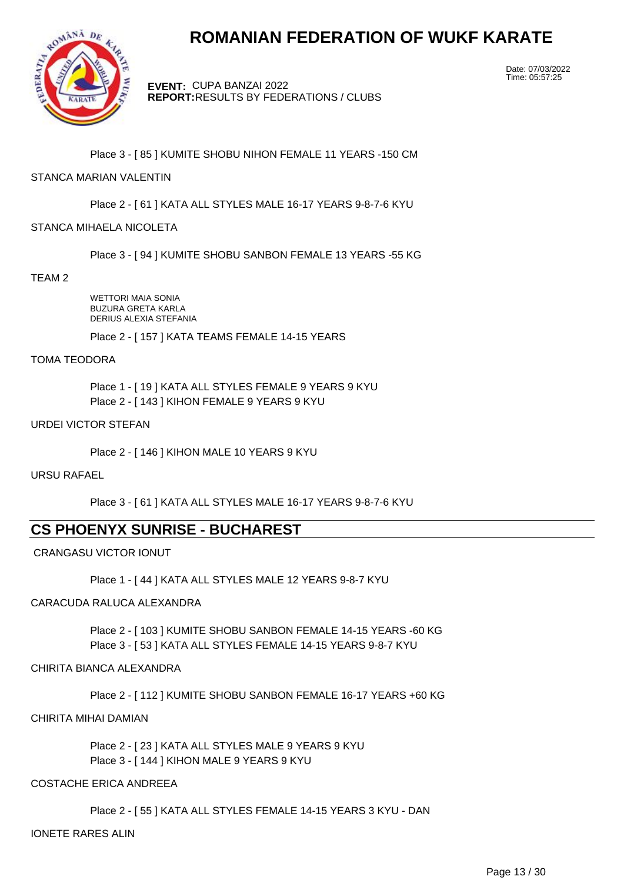Place 3 - [ 85 ] KUMITE SHOBU NIHON FEMALE 11 YEARS -150 CM

STANCA MARIAN VALENTIN

Place 2 - [ 61 ] KATA ALL STYLES MALE 16-17 YEARS 9-8-7-6 KYU

STANCA MIHAELA NICOLETA

Place 3 - [ 94 ] KUMITE SHOBU SANBON FEMALE 13 YEARS -55 KG

TEAM 2

WETTORI MAIA SONIA
BUZURA GRETA KARLA
DERIUS ALEXIA STEFANIA

Place 2 - [ 157 ] KATA TEAMS FEMALE 14-15 YEARS

TOMA TEODORA

Place 1 - [ 19 ] KATA ALL STYLES FEMALE 9 YEARS 9 KYU
Place 2 - [ 143 ] KIHON FEMALE 9 YEARS 9 KYU

URDEI VICTOR STEFAN

Place 2 - [ 146 ] KIHON MALE 10 YEARS 9 KYU

URSU RAFAEL

Place 3 - [ 61 ] KATA ALL STYLES MALE 16-17 YEARS 9-8-7-6 KYU

## CS PHOENYX SUNRISE - BUCHAREST

CRANGASU VICTOR IONUT

Place 1 - [ 44 ] KATA ALL STYLES MALE 12 YEARS 9-8-7 KYU

CARACUDA RALUCA ALEXANDRA

Place 2 - [ 103 ] KUMITE SHOBU SANBON FEMALE 14-15 YEARS -60 KG
Place 3 - [ 53 ] KATA ALL STYLES FEMALE 14-15 YEARS 9-8-7 KYU

CHIRITA BIANCA ALEXANDRA

Place 2 - [ 112 ] KUMITE SHOBU SANBON FEMALE 16-17 YEARS +60 KG

CHIRITA MIHAI DAMIAN

Place 2 - [ 23 ] KATA ALL STYLES MALE 9 YEARS 9 KYU
Place 3 - [ 144 ] KIHON MALE 9 YEARS 9 KYU

COSTACHE ERICA ANDREEA

Place 2 - [ 55 ] KATA ALL STYLES FEMALE 14-15 YEARS 3 KYU - DAN

IONETE RARES ALIN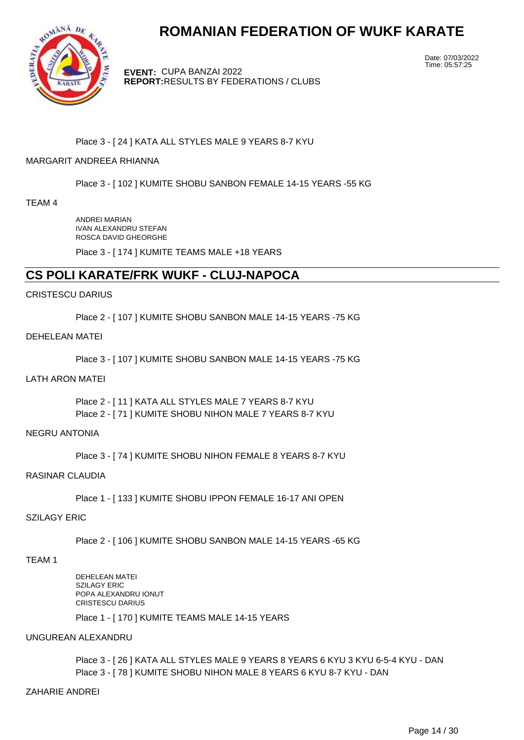# ROMANIAN FEDERATION OF WUKF KARATE

**EVENT:** CUPA BANZAI 2022
**REPORT:** RESULTS BY FEDERATIONS / CLUBS

Date: 07/03/2022
Time: 05:57:25

Place 3 - [ 24 ] KATA ALL STYLES MALE 9 YEARS 8-7 KYU

MARGARIT ANDREEA RHIANNA

Place 3 - [ 102 ] KUMITE SHOBU SANBON FEMALE 14-15 YEARS -55 KG

TEAM 4

ANDREI MARIAN
IVAN ALEXANDRU STEFAN
ROSCA DAVID GHEORGHE

Place 3 - [ 174 ] KUMITE TEAMS MALE +18 YEARS

## CS POLI KARATE/FRK WUKF - CLUJ-NAPOCA

CRISTESCU DARIUS

Place 2 - [ 107 ] KUMITE SHOBU SANBON MALE 14-15 YEARS -75 KG

DEHELEAN MATEI

Place 3 - [ 107 ] KUMITE SHOBU SANBON MALE 14-15 YEARS -75 KG

LATH ARON MATEI

Place 2 - [ 11 ] KATA ALL STYLES MALE 7 YEARS 8-7 KYU
Place 2 - [ 71 ] KUMITE SHOBU NIHON MALE 7 YEARS 8-7 KYU

NEGRU ANTONIA

Place 3 - [ 74 ] KUMITE SHOBU NIHON FEMALE 8 YEARS 8-7 KYU

RASINAR CLAUDIA

Place 1 - [ 133 ] KUMITE SHOBU IPPON FEMALE 16-17 ANI OPEN

SZILAGY ERIC

Place 2 - [ 106 ] KUMITE SHOBU SANBON MALE 14-15 YEARS -65 KG

TEAM 1

DEHELEAN MATEI
SZILAGY ERIC
POPA ALEXANDRU IONUT
CRISTESCU DARIUS

Place 1 - [ 170 ] KUMITE TEAMS MALE 14-15 YEARS

UNGUREAN ALEXANDRU

Place 3 - [ 26 ] KATA ALL STYLES MALE 9 YEARS 8 YEARS 6 KYU 3 KYU 6-5-4 KYU - DAN
Place 3 - [ 78 ] KUMITE SHOBU NIHON MALE 8 YEARS 6 KYU 8-7 KYU - DAN

ZAHARIE ANDREI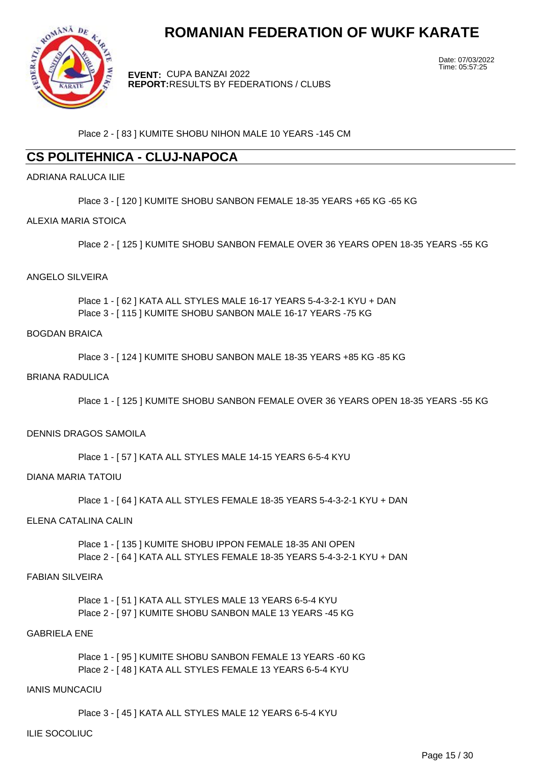Place 2 - [ 83 ] KUMITE SHOBU NIHON MALE 10 YEARS -145 CM

## CS POLITEHNICA - CLUJ-NAPOCA

ADRIANA RALUCA ILIE

Place 3 - [ 120 ] KUMITE SHOBU SANBON FEMALE 18-35 YEARS +65 KG -65 KG

ALEXIA MARIA STOICA

Place 2 - [ 125 ] KUMITE SHOBU SANBON FEMALE OVER 36 YEARS OPEN 18-35 YEARS -55 KG

ANGELO SILVEIRA

Place 1 - [ 62 ] KATA ALL STYLES MALE 16-17 YEARS 5-4-3-2-1 KYU + DAN
Place 3 - [ 115 ] KUMITE SHOBU SANBON MALE 16-17 YEARS -75 KG

BOGDAN BRAICA

Place 3 - [ 124 ] KUMITE SHOBU SANBON MALE 18-35 YEARS +85 KG -85 KG

BRIANA RADULICA

Place 1 - [ 125 ] KUMITE SHOBU SANBON FEMALE OVER 36 YEARS OPEN 18-35 YEARS -55 KG

DENNIS DRAGOS SAMOILA

Place 1 - [ 57 ] KATA ALL STYLES MALE 14-15 YEARS 6-5-4 KYU

DIANA MARIA TATOIU

Place 1 - [ 64 ] KATA ALL STYLES FEMALE 18-35 YEARS 5-4-3-2-1 KYU + DAN

ELENA CATALINA CALIN

Place 1 - [ 135 ] KUMITE SHOBU IPPON FEMALE 18-35 ANI OPEN
Place 2 - [ 64 ] KATA ALL STYLES FEMALE 18-35 YEARS 5-4-3-2-1 KYU + DAN

FABIAN SILVEIRA

Place 1 - [ 51 ] KATA ALL STYLES MALE 13 YEARS 6-5-4 KYU
Place 2 - [ 97 ] KUMITE SHOBU SANBON MALE 13 YEARS -45 KG

GABRIELA ENE

Place 1 - [ 95 ] KUMITE SHOBU SANBON FEMALE 13 YEARS -60 KG
Place 2 - [ 48 ] KATA ALL STYLES FEMALE 13 YEARS 6-5-4 KYU

IANIS MUNCACIU

Place 3 - [ 45 ] KATA ALL STYLES MALE 12 YEARS 6-5-4 KYU

ILIE SOCOLIUC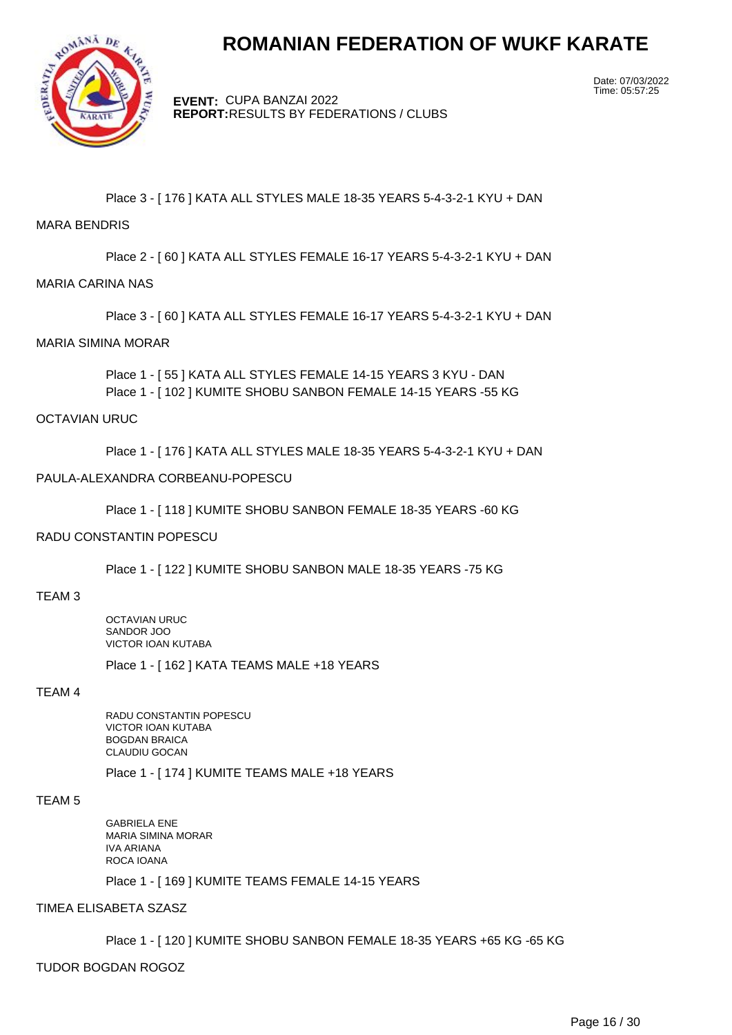Place 3 - [ 176 ] KATA ALL STYLES MALE 18-35 YEARS 5-4-3-2-1 KYU + DAN

MARA BENDRIS

Place 2 - [ 60 ] KATA ALL STYLES FEMALE 16-17 YEARS 5-4-3-2-1 KYU + DAN

MARIA CARINA NAS

Place 3 - [ 60 ] KATA ALL STYLES FEMALE 16-17 YEARS 5-4-3-2-1 KYU + DAN

MARIA SIMINA MORAR

Place 1 - [ 55 ] KATA ALL STYLES FEMALE 14-15 YEARS 3 KYU - DAN
Place 1 - [ 102 ] KUMITE SHOBU SANBON FEMALE 14-15 YEARS -55 KG

OCTAVIAN URUC

Place 1 - [ 176 ] KATA ALL STYLES MALE 18-35 YEARS 5-4-3-2-1 KYU + DAN

PAULA-ALEXANDRA CORBEANU-POPESCU

Place 1 - [ 118 ] KUMITE SHOBU SANBON FEMALE 18-35 YEARS -60 KG

RADU CONSTANTIN POPESCU

Place 1 - [ 122 ] KUMITE SHOBU SANBON MALE 18-35 YEARS -75 KG

TEAM 3

OCTAVIAN URUC
SANDOR JOO
VICTOR IOAN KUTABA

Place 1 - [ 162 ] KATA TEAMS MALE +18 YEARS

TEAM 4

RADU CONSTANTIN POPESCU
VICTOR IOAN KUTABA
BOGDAN BRAICA
CLAUDIU GOCAN

Place 1 - [ 174 ] KUMITE TEAMS MALE +18 YEARS

TEAM 5

GABRIELA ENE
MARIA SIMINA MORAR
IVA ARIANA
ROCA IOANA

Place 1 - [ 169 ] KUMITE TEAMS FEMALE 14-15 YEARS

TIMEA ELISABETA SZASZ

Place 1 - [ 120 ] KUMITE SHOBU SANBON FEMALE 18-35 YEARS +65 KG -65 KG

TUDOR BOGDAN ROGOZ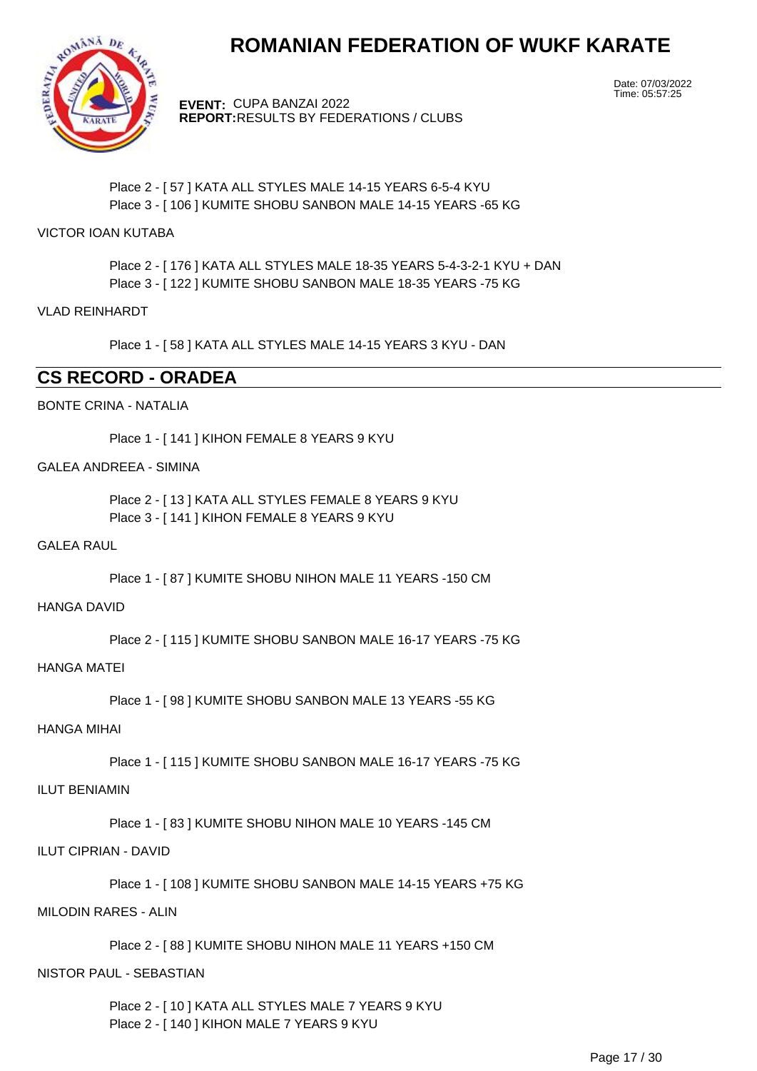Place 2 - [ 57 ] KATA ALL STYLES MALE 14-15 YEARS 6-5-4 KYU
Place 3 - [ 106 ] KUMITE SHOBU SANBON MALE 14-15 YEARS -65 KG

VICTOR IOAN KUTABA

Place 2 - [ 176 ] KATA ALL STYLES MALE 18-35 YEARS 5-4-3-2-1 KYU + DAN
Place 3 - [ 122 ] KUMITE SHOBU SANBON MALE 18-35 YEARS -75 KG

VLAD REINHARDT

Place 1 - [ 58 ] KATA ALL STYLES MALE 14-15 YEARS 3 KYU - DAN

## CS RECORD - ORADEA

BONTE CRINA - NATALIA

Place 1 - [ 141 ] KIHON FEMALE 8 YEARS 9 KYU

GALEA ANDREEA - SIMINA

Place 2 - [ 13 ] KATA ALL STYLES FEMALE 8 YEARS 9 KYU
Place 3 - [ 141 ] KIHON FEMALE 8 YEARS 9 KYU

GALEA RAUL

Place 1 - [ 87 ] KUMITE SHOBU NIHON MALE 11 YEARS -150 CM

HANGA DAVID

Place 2 - [ 115 ] KUMITE SHOBU SANBON MALE 16-17 YEARS -75 KG

HANGA MATEI

Place 1 - [ 98 ] KUMITE SHOBU SANBON MALE 13 YEARS -55 KG

HANGA MIHAI

Place 1 - [ 115 ] KUMITE SHOBU SANBON MALE 16-17 YEARS -75 KG

ILUT BENIAMIN

Place 1 - [ 83 ] KUMITE SHOBU NIHON MALE 10 YEARS -145 CM

ILUT CIPRIAN - DAVID

Place 1 - [ 108 ] KUMITE SHOBU SANBON MALE 14-15 YEARS +75 KG

MILODIN RARES - ALIN

Place 2 - [ 88 ] KUMITE SHOBU NIHON MALE 11 YEARS +150 CM

NISTOR PAUL - SEBASTIAN

Place 2 - [ 10 ] KATA ALL STYLES MALE 7 YEARS 9 KYU
Place 2 - [ 140 ] KIHON MALE 7 YEARS 9 KYU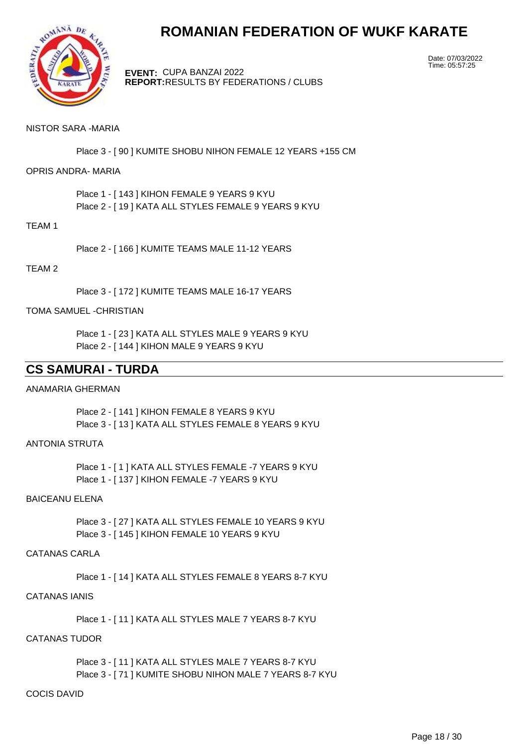NISTOR SARA -MARIA

Place 3 - [ 90 ] KUMITE SHOBU NIHON FEMALE 12 YEARS +155 CM

OPRIS ANDRA- MARIA

Place 1 - [ 143 ] KIHON FEMALE 9 YEARS 9 KYU
Place 2 - [ 19 ] KATA ALL STYLES FEMALE 9 YEARS 9 KYU

TEAM 1

Place 2 - [ 166 ] KUMITE TEAMS MALE 11-12 YEARS

TEAM 2

Place 3 - [ 172 ] KUMITE TEAMS MALE 16-17 YEARS

TOMA SAMUEL -CHRISTIAN

Place 1 - [ 23 ] KATA ALL STYLES MALE 9 YEARS 9 KYU
Place 2 - [ 144 ] KIHON MALE 9 YEARS 9 KYU

## CS SAMURAI - TURDA

ANAMARIA GHERMAN

Place 2 - [ 141 ] KIHON FEMALE 8 YEARS 9 KYU
Place 3 - [ 13 ] KATA ALL STYLES FEMALE 8 YEARS 9 KYU

ANTONIA STRUTA

Place 1 - [ 1 ] KATA ALL STYLES FEMALE -7 YEARS 9 KYU
Place 1 - [ 137 ] KIHON FEMALE -7 YEARS 9 KYU

BAICEANU ELENA

Place 3 - [ 27 ] KATA ALL STYLES FEMALE 10 YEARS 9 KYU
Place 3 - [ 145 ] KIHON FEMALE 10 YEARS 9 KYU

CATANAS CARLA

Place 1 - [ 14 ] KATA ALL STYLES FEMALE 8 YEARS 8-7 KYU

CATANAS IANIS

Place 1 - [ 11 ] KATA ALL STYLES MALE 7 YEARS 8-7 KYU

CATANAS TUDOR

Place 3 - [ 11 ] KATA ALL STYLES MALE 7 YEARS 8-7 KYU
Place 3 - [ 71 ] KUMITE SHOBU NIHON MALE 7 YEARS 8-7 KYU

COCIS DAVID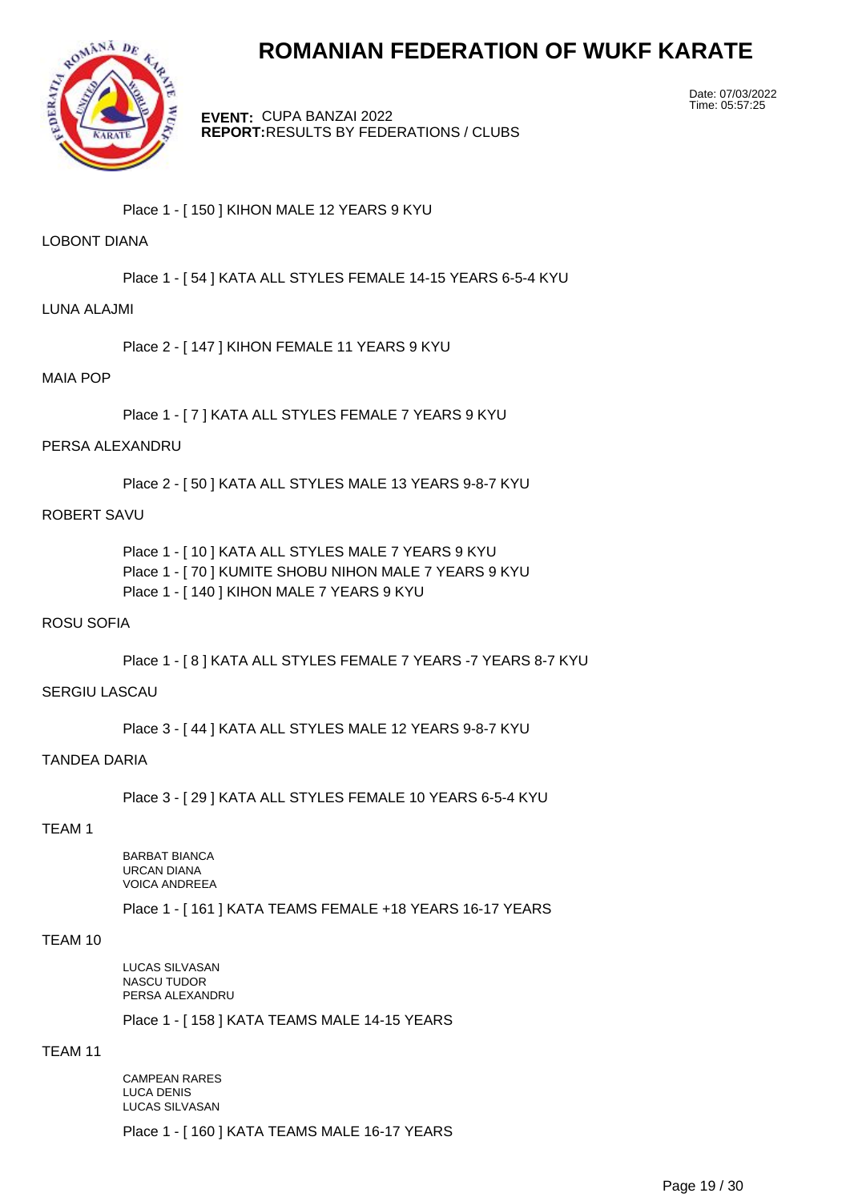# ROMANIAN FEDERATION OF WUKF KARATE

**EVENT:** CUPA BANZAI 2022
**REPORT:** RESULTS BY FEDERATIONS / CLUBS

Date: 07/03/2022
Time: 05:57:25

Place 1 - [ 150 ] KIHON MALE 12 YEARS 9 KYU

LOBONT DIANA

Place 1 - [ 54 ] KATA ALL STYLES FEMALE 14-15 YEARS 6-5-4 KYU

LUNA ALAJMI

Place 2 - [ 147 ] KIHON FEMALE 11 YEARS 9 KYU

MAIA POP

Place 1 - [ 7 ] KATA ALL STYLES FEMALE 7 YEARS 9 KYU

PERSA ALEXANDRU

Place 2 - [ 50 ] KATA ALL STYLES MALE 13 YEARS 9-8-7 KYU

ROBERT SAVU

Place 1 - [ 10 ] KATA ALL STYLES MALE 7 YEARS 9 KYU
Place 1 - [ 70 ] KUMITE SHOBU NIHON MALE 7 YEARS 9 KYU
Place 1 - [ 140 ] KIHON MALE 7 YEARS 9 KYU

ROSU SOFIA

Place 1 - [ 8 ] KATA ALL STYLES FEMALE 7 YEARS -7 YEARS 8-7 KYU

SERGIU LASCAU

Place 3 - [ 44 ] KATA ALL STYLES MALE 12 YEARS 9-8-7 KYU

TANDEA DARIA

Place 3 - [ 29 ] KATA ALL STYLES FEMALE 10 YEARS 6-5-4 KYU

TEAM 1

BARBAT BIANCA
URCAN DIANA
VOICA ANDREEA

Place 1 - [ 161 ] KATA TEAMS FEMALE +18 YEARS 16-17 YEARS

TEAM 10

LUCAS SILVASAN
NASCU TUDOR
PERSA ALEXANDRU

Place 1 - [ 158 ] KATA TEAMS MALE 14-15 YEARS

TEAM 11

CAMPEAN RARES
LUCA DENIS
LUCAS SILVASAN

Place 1 - [ 160 ] KATA TEAMS MALE 16-17 YEARS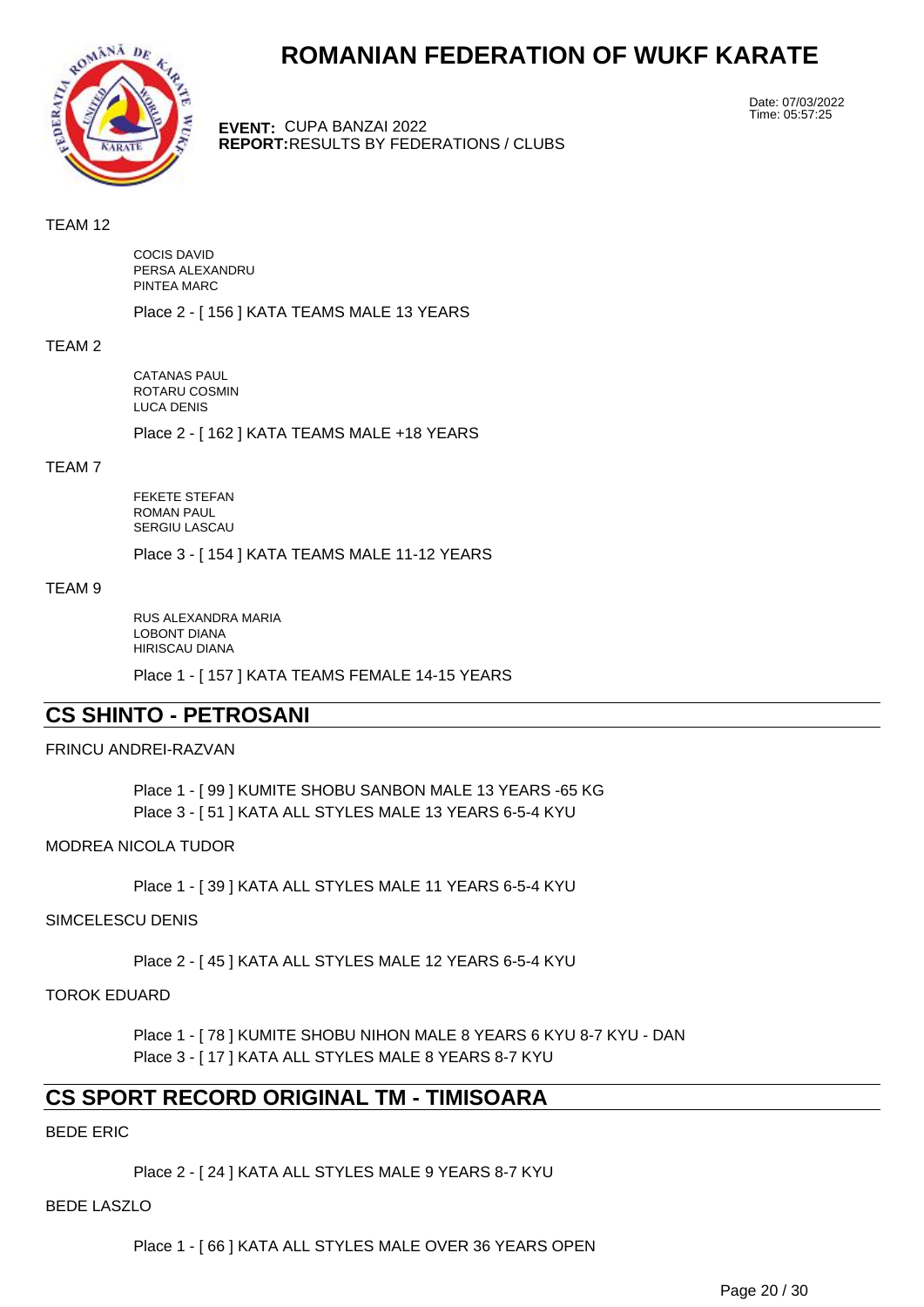# ROMANIAN FEDERATION OF WUKF KARATE

**EVENT:** CUPA BANZAI 2022
**REPORT:** RESULTS BY FEDERATIONS / CLUBS

Date: 07/03/2022
Time: 05:57:25

TEAM 12

COCIS DAVID
PERSA ALEXANDRU
PINTEA MARC

Place 2 - [ 156 ] KATA TEAMS MALE 13 YEARS

TEAM 2

CATANAS PAUL
ROTARU COSMIN
LUCA DENIS

Place 2 - [ 162 ] KATA TEAMS MALE +18 YEARS

TEAM 7

FEKETE STEFAN
ROMAN PAUL
SERGIU LASCAU

Place 3 - [ 154 ] KATA TEAMS MALE 11-12 YEARS

TEAM 9

RUS ALEXANDRA MARIA
LOBONT DIANA
HIRISCAU DIANA

Place 1 - [ 157 ] KATA TEAMS FEMALE 14-15 YEARS

## CS SHINTO - PETROSANI

FRINCU ANDREI-RAZVAN

Place 1 - [ 99 ] KUMITE SHOBU SANBON MALE 13 YEARS -65 KG
Place 3 - [ 51 ] KATA ALL STYLES MALE 13 YEARS 6-5-4 KYU

MODREA NICOLA TUDOR

Place 1 - [ 39 ] KATA ALL STYLES MALE 11 YEARS 6-5-4 KYU

SIMCELESCU DENIS

Place 2 - [ 45 ] KATA ALL STYLES MALE 12 YEARS 6-5-4 KYU

TOROK EDUARD

Place 1 - [ 78 ] KUMITE SHOBU NIHON MALE 8 YEARS 6 KYU 8-7 KYU - DAN
Place 3 - [ 17 ] KATA ALL STYLES MALE 8 YEARS 8-7 KYU

## CS SPORT RECORD ORIGINAL TM - TIMISOARA

BEDE ERIC

Place 2 - [ 24 ] KATA ALL STYLES MALE 9 YEARS 8-7 KYU

BEDE LASZLO

Place 1 - [ 66 ] KATA ALL STYLES MALE OVER 36 YEARS OPEN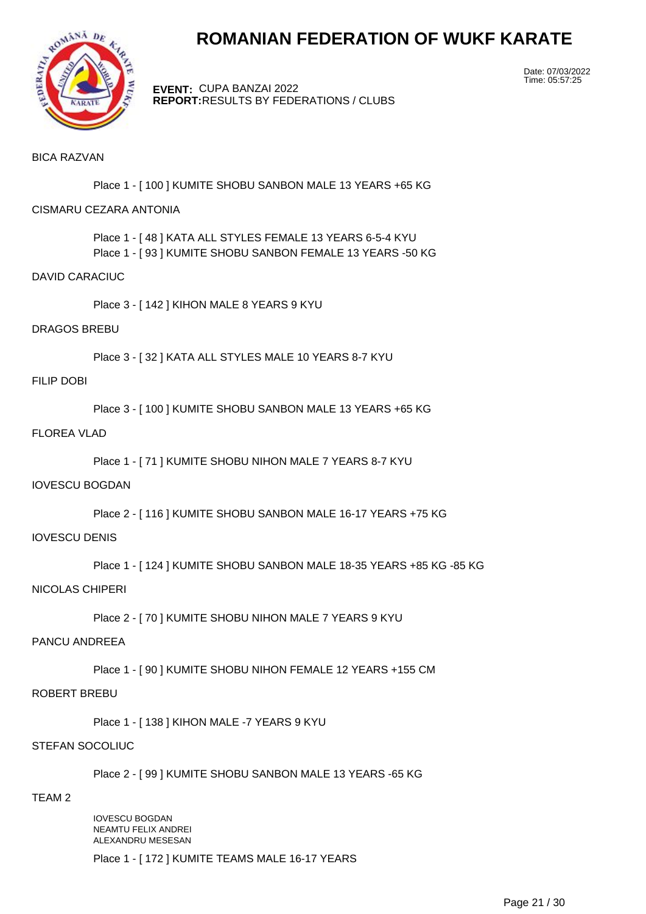# ROMANIAN FEDERATION OF WUKF KARATE

Date: 07/03/2022
Time: 05:57:25

**EVENT:** CUPA BANZAI 2022
**REPORT:** RESULTS BY FEDERATIONS / CLUBS

BICA RAZVAN

Place 1 - [ 100 ] KUMITE SHOBU SANBON MALE 13 YEARS +65 KG

CISMARU CEZARA ANTONIA

Place 1 - [ 48 ] KATA ALL STYLES FEMALE 13 YEARS 6-5-4 KYU
Place 1 - [ 93 ] KUMITE SHOBU SANBON FEMALE 13 YEARS -50 KG

DAVID CARACIUC

Place 3 - [ 142 ] KIHON MALE 8 YEARS 9 KYU

DRAGOS BREBU

Place 3 - [ 32 ] KATA ALL STYLES MALE 10 YEARS 8-7 KYU

FILIP DOBI

Place 3 - [ 100 ] KUMITE SHOBU SANBON MALE 13 YEARS +65 KG

FLOREA VLAD

Place 1 - [ 71 ] KUMITE SHOBU NIHON MALE 7 YEARS 8-7 KYU

IOVESCU BOGDAN

Place 2 - [ 116 ] KUMITE SHOBU SANBON MALE 16-17 YEARS +75 KG

IOVESCU DENIS

Place 1 - [ 124 ] KUMITE SHOBU SANBON MALE 18-35 YEARS +85 KG -85 KG

NICOLAS CHIPERI

Place 2 - [ 70 ] KUMITE SHOBU NIHON MALE 7 YEARS 9 KYU

PANCU ANDREEA

Place 1 - [ 90 ] KUMITE SHOBU NIHON FEMALE 12 YEARS +155 CM

ROBERT BREBU

Place 1 - [ 138 ] KIHON MALE -7 YEARS 9 KYU

STEFAN SOCOLIUC

Place 2 - [ 99 ] KUMITE SHOBU SANBON MALE 13 YEARS -65 KG

TEAM 2

IOVESCU BOGDAN
NEAMTU FELIX ANDREI
ALEXANDRU MESESAN

Place 1 - [ 172 ] KUMITE TEAMS MALE 16-17 YEARS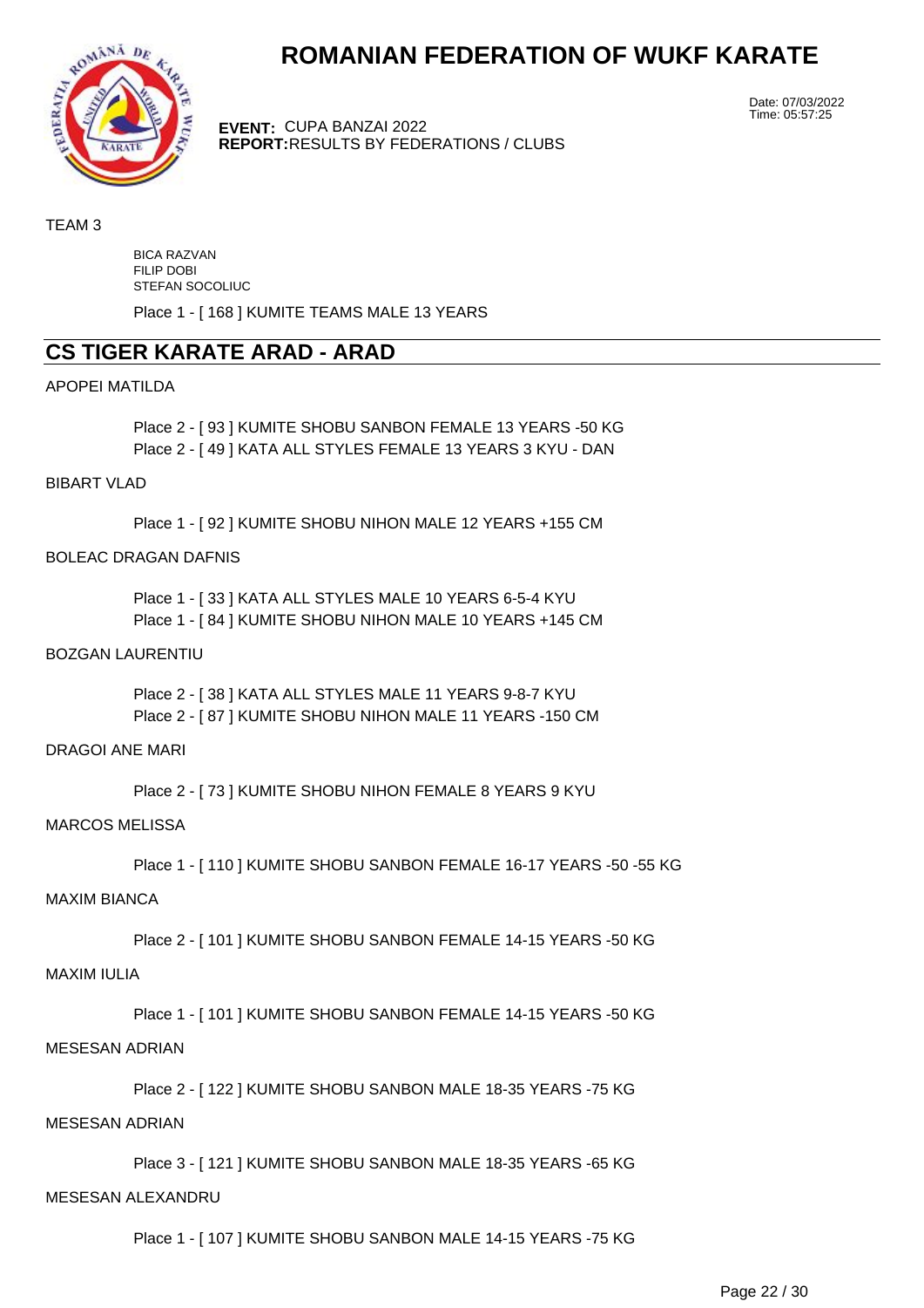TEAM 3

BICA RAZVAN
FILIP DOBI
STEFAN SOCOLIUC

Place 1 - [ 168 ] KUMITE TEAMS MALE 13 YEARS

## CS TIGER KARATE ARAD - ARAD

APOPEI MATILDA

Place 2 - [ 93 ] KUMITE SHOBU SANBON FEMALE 13 YEARS -50 KG
Place 2 - [ 49 ] KATA ALL STYLES FEMALE 13 YEARS 3 KYU - DAN

BIBART VLAD

Place 1 - [ 92 ] KUMITE SHOBU NIHON MALE 12 YEARS +155 CM

BOLEAC DRAGAN DAFNIS

Place 1 - [ 33 ] KATA ALL STYLES MALE 10 YEARS 6-5-4 KYU
Place 1 - [ 84 ] KUMITE SHOBU NIHON MALE 10 YEARS +145 CM

BOZGAN LAURENTIU

Place 2 - [ 38 ] KATA ALL STYLES MALE 11 YEARS 9-8-7 KYU
Place 2 - [ 87 ] KUMITE SHOBU NIHON MALE 11 YEARS -150 CM

DRAGOI ANE MARI

Place 2 - [ 73 ] KUMITE SHOBU NIHON FEMALE 8 YEARS 9 KYU

MARCOS MELISSA

Place 1 - [ 110 ] KUMITE SHOBU SANBON FEMALE 16-17 YEARS -50 -55 KG

MAXIM BIANCA

Place 2 - [ 101 ] KUMITE SHOBU SANBON FEMALE 14-15 YEARS -50 KG

MAXIM IULIA

Place 1 - [ 101 ] KUMITE SHOBU SANBON FEMALE 14-15 YEARS -50 KG

MESESAN ADRIAN

Place 2 - [ 122 ] KUMITE SHOBU SANBON MALE 18-35 YEARS -75 KG

MESESAN ADRIAN

Place 3 - [ 121 ] KUMITE SHOBU SANBON MALE 18-35 YEARS -65 KG

MESESAN ALEXANDRU

Place 1 - [ 107 ] KUMITE SHOBU SANBON MALE 14-15 YEARS -75 KG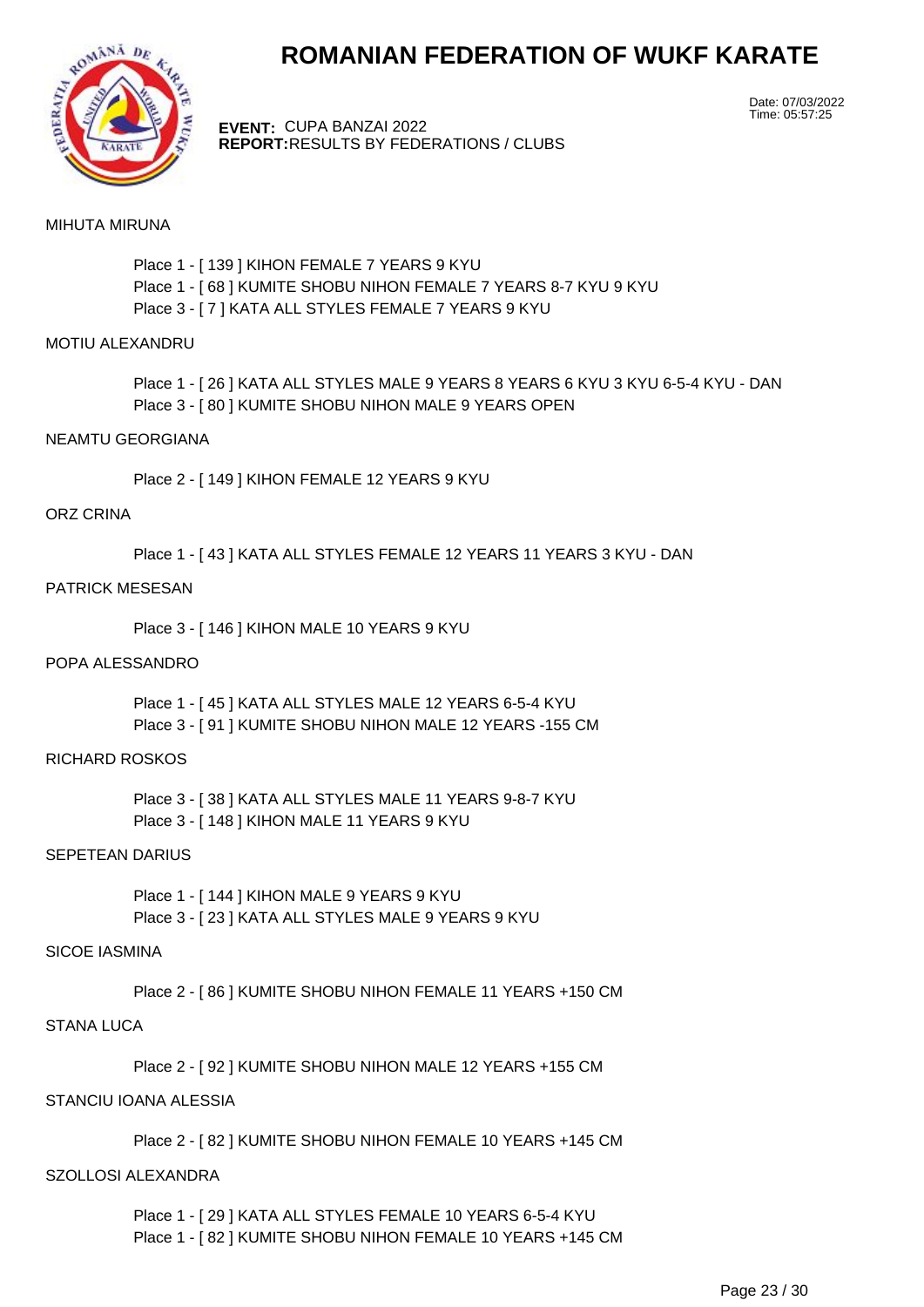# ROMANIAN FEDERATION OF WUKF KARATE

Date: 07/03/2022
Time: 05:57:25

**EVENT:** CUPA BANZAI 2022
**REPORT:** RESULTS BY FEDERATIONS / CLUBS

MIHUTA MIRUNA

- Place 1 - [ 139 ] KIHON FEMALE 7 YEARS 9 KYU
- Place 1 - [ 68 ] KUMITE SHOBU NIHON FEMALE 7 YEARS 8-7 KYU 9 KYU
- Place 3 - [ 7 ] KATA ALL STYLES FEMALE 7 YEARS 9 KYU

MOTIU ALEXANDRU

- Place 1 - [ 26 ] KATA ALL STYLES MALE 9 YEARS 8 YEARS 6 KYU 3 KYU 6-5-4 KYU - DAN
- Place 3 - [ 80 ] KUMITE SHOBU NIHON MALE 9 YEARS OPEN

NEAMTU GEORGIANA

- Place 2 - [ 149 ] KIHON FEMALE 12 YEARS 9 KYU

ORZ CRINA

- Place 1 - [ 43 ] KATA ALL STYLES FEMALE 12 YEARS 11 YEARS 3 KYU - DAN

PATRICK MESESAN

- Place 3 - [ 146 ] KIHON MALE 10 YEARS 9 KYU

POPA ALESSANDRO

- Place 1 - [ 45 ] KATA ALL STYLES MALE 12 YEARS 6-5-4 KYU
- Place 3 - [ 91 ] KUMITE SHOBU NIHON MALE 12 YEARS -155 CM

RICHARD ROSKOS

- Place 3 - [ 38 ] KATA ALL STYLES MALE 11 YEARS 9-8-7 KYU
- Place 3 - [ 148 ] KIHON MALE 11 YEARS 9 KYU

SEPETEAN DARIUS

- Place 1 - [ 144 ] KIHON MALE 9 YEARS 9 KYU
- Place 3 - [ 23 ] KATA ALL STYLES MALE 9 YEARS 9 KYU

SICOE IASMINA

- Place 2 - [ 86 ] KUMITE SHOBU NIHON FEMALE 11 YEARS +150 CM

STANA LUCA

- Place 2 - [ 92 ] KUMITE SHOBU NIHON MALE 12 YEARS +155 CM

STANCIU IOANA ALESSIA

- Place 2 - [ 82 ] KUMITE SHOBU NIHON FEMALE 10 YEARS +145 CM

SZOLLOSI ALEXANDRA

- Place 1 - [ 29 ] KATA ALL STYLES FEMALE 10 YEARS 6-5-4 KYU
- Place 1 - [ 82 ] KUMITE SHOBU NIHON FEMALE 10 YEARS +145 CM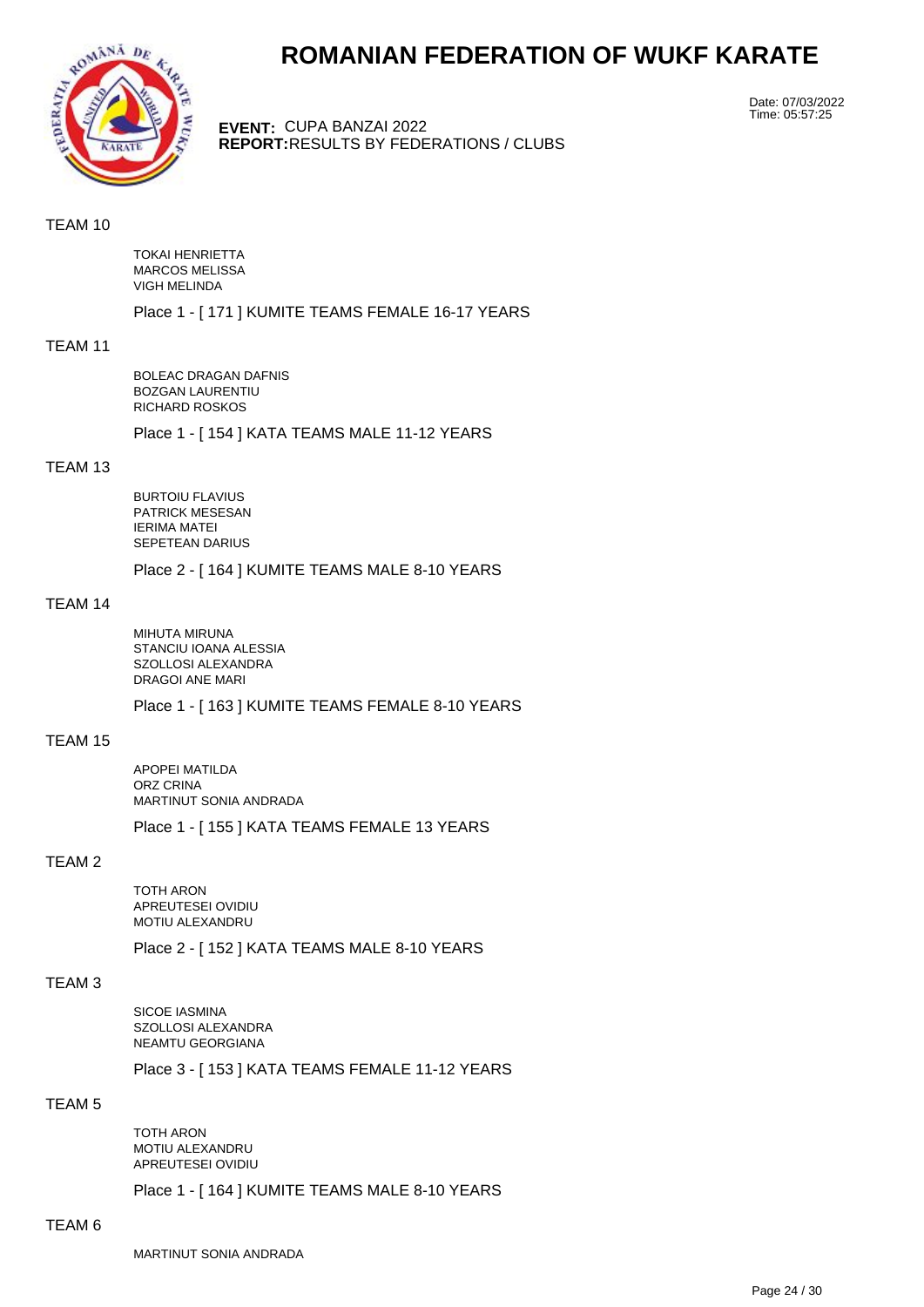# ROMANIAN FEDERATION OF WUKF KARATE

**EVENT:** CUPA BANZAI 2022
**REPORT:** RESULTS BY FEDERATIONS / CLUBS

Date: 07/03/2022
Time: 05:57:25

## TEAM 10

TOKAI HENRIETTA
MARCOS MELISSA
VIGH MELINDA

Place 1 - [ 171 ] KUMITE TEAMS FEMALE 16-17 YEARS

## TEAM 11

BOLEAC DRAGAN DAFNIS
BOZGAN LAURENTIU
RICHARD ROSKOS

Place 1 - [ 154 ] KATA TEAMS MALE 11-12 YEARS

## TEAM 13

BURTOIU FLAVIUS
PATRICK MESESAN
IERIMA MATEI
SEPETEAN DARIUS

Place 2 - [ 164 ] KUMITE TEAMS MALE 8-10 YEARS

## TEAM 14

MIHUTA MIRUNA
STANCIU IOANA ALESSIA
SZOLLOSI ALEXANDRA
DRAGOI ANE MARI

Place 1 - [ 163 ] KUMITE TEAMS FEMALE 8-10 YEARS

## TEAM 15

APOPEI MATILDA
ORZ CRINA
MARTINUT SONIA ANDRADA

Place 1 - [ 155 ] KATA TEAMS FEMALE 13 YEARS

## TEAM 2

TOTH ARON
APREUTESEI OVIDIU
MOTIU ALEXANDRU

Place 2 - [ 152 ] KATA TEAMS MALE 8-10 YEARS

## TEAM 3

SICOE IASMINA
SZOLLOSI ALEXANDRA
NEAMTU GEORGIANA

Place 3 - [ 153 ] KATA TEAMS FEMALE 11-12 YEARS

## TEAM 5

TOTH ARON
MOTIU ALEXANDRU
APREUTESEI OVIDIU

Place 1 - [ 164 ] KUMITE TEAMS MALE 8-10 YEARS

## TEAM 6

MARTINUT SONIA ANDRADA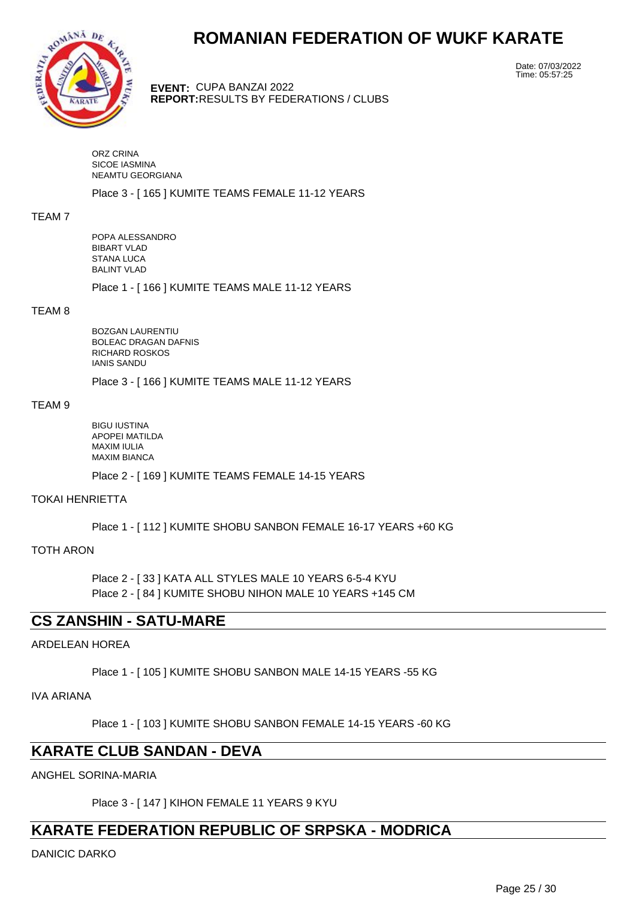ORZ CRINA
SICOE IASMINA
NEAMTU GEORGIANA

Place 3 - [ 165 ] KUMITE TEAMS FEMALE 11-12 YEARS

TEAM 7

POPA ALESSANDRO
BIBART VLAD
STANA LUCA
BALINT VLAD

Place 1 - [ 166 ] KUMITE TEAMS MALE 11-12 YEARS

TEAM 8

BOZGAN LAURENTIU
BOLEAC DRAGAN DAFNIS
RICHARD ROSKOS
IANIS SANDU

Place 3 - [ 166 ] KUMITE TEAMS MALE 11-12 YEARS

TEAM 9

BIGU IUSTINA
APOPEI MATILDA
MAXIM IULIA
MAXIM BIANCA

Place 2 - [ 169 ] KUMITE TEAMS FEMALE 14-15 YEARS

TOKAI HENRIETTA

Place 1 - [ 112 ] KUMITE SHOBU SANBON FEMALE 16-17 YEARS +60 KG

TOTH ARON

Place 2 - [ 33 ] KATA ALL STYLES MALE 10 YEARS 6-5-4 KYU
Place 2 - [ 84 ] KUMITE SHOBU NIHON MALE 10 YEARS +145 CM

## CS ZANSHIN - SATU-MARE

ARDELEAN HOREA

Place 1 - [ 105 ] KUMITE SHOBU SANBON MALE 14-15 YEARS -55 KG

IVA ARIANA

Place 1 - [ 103 ] KUMITE SHOBU SANBON FEMALE 14-15 YEARS -60 KG

## KARATE CLUB SANDAN - DEVA

ANGHEL SORINA-MARIA

Place 3 - [ 147 ] KIHON FEMALE 11 YEARS 9 KYU

## KARATE FEDERATION REPUBLIC OF SRPSKA - MODRICA

DANICIC DARKO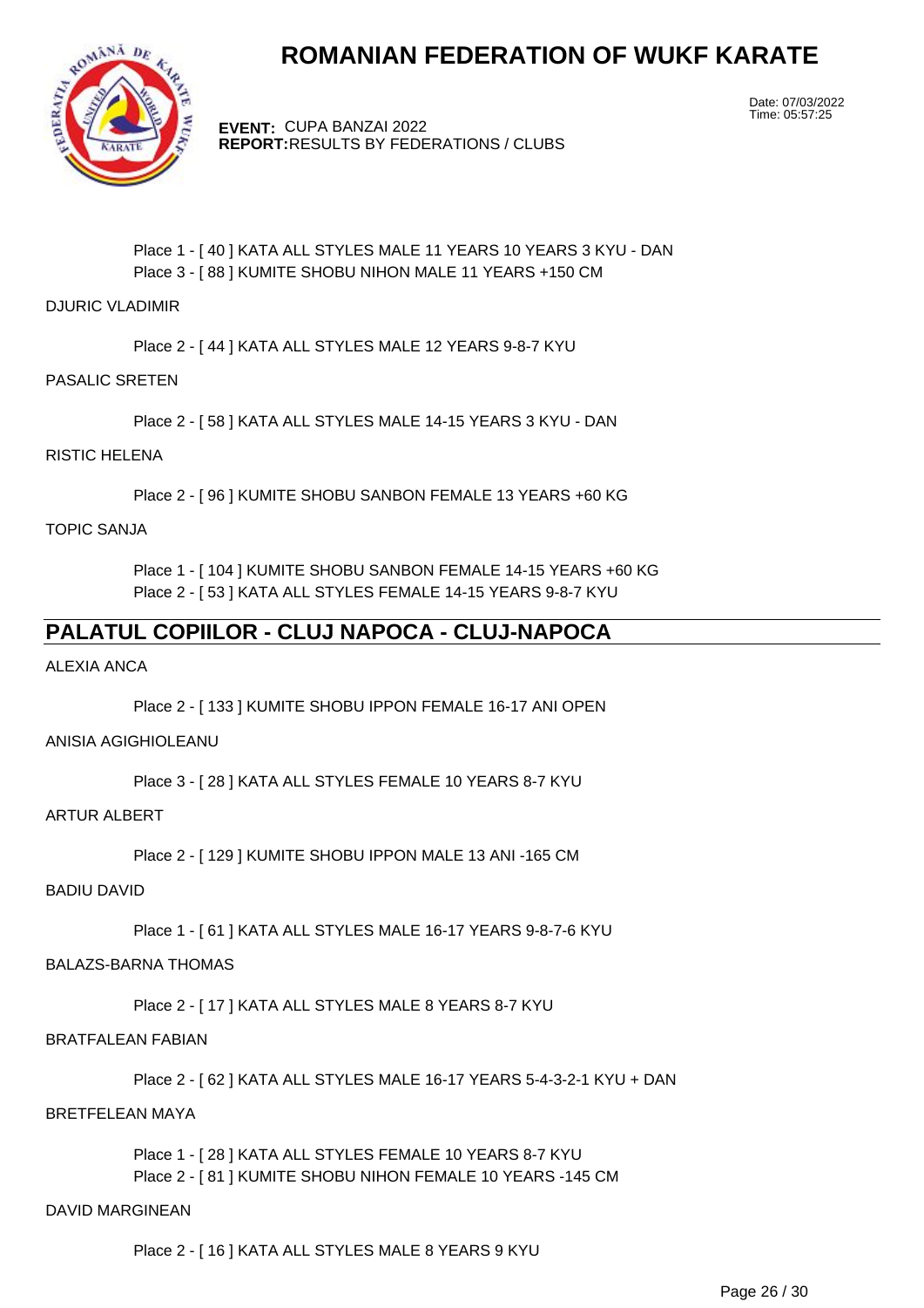Place 1 - [ 40 ] KATA ALL STYLES MALE 11 YEARS 10 YEARS 3 KYU - DAN
Place 3 - [ 88 ] KUMITE SHOBU NIHON MALE 11 YEARS +150 CM

DJURIC VLADIMIR

Place 2 - [ 44 ] KATA ALL STYLES MALE 12 YEARS 9-8-7 KYU

PASALIC SRETEN

Place 2 - [ 58 ] KATA ALL STYLES MALE 14-15 YEARS 3 KYU - DAN

RISTIC HELENA

Place 2 - [ 96 ] KUMITE SHOBU SANBON FEMALE 13 YEARS +60 KG

TOPIC SANJA

Place 1 - [ 104 ] KUMITE SHOBU SANBON FEMALE 14-15 YEARS +60 KG
Place 2 - [ 53 ] KATA ALL STYLES FEMALE 14-15 YEARS 9-8-7 KYU

## PALATUL COPIILOR - CLUJ NAPOCA - CLUJ-NAPOCA

ALEXIA ANCA

Place 2 - [ 133 ] KUMITE SHOBU IPPON FEMALE 16-17 ANI OPEN

ANISIA AGIGHIOLEANU

Place 3 - [ 28 ] KATA ALL STYLES FEMALE 10 YEARS 8-7 KYU

ARTUR ALBERT

Place 2 - [ 129 ] KUMITE SHOBU IPPON MALE 13 ANI -165 CM

BADIU DAVID

Place 1 - [ 61 ] KATA ALL STYLES MALE 16-17 YEARS 9-8-7-6 KYU

BALAZS-BARNA THOMAS

Place 2 - [ 17 ] KATA ALL STYLES MALE 8 YEARS 8-7 KYU

BRATFALEAN FABIAN

Place 2 - [ 62 ] KATA ALL STYLES MALE 16-17 YEARS 5-4-3-2-1 KYU + DAN

BRETFELEAN MAYA

Place 1 - [ 28 ] KATA ALL STYLES FEMALE 10 YEARS 8-7 KYU
Place 2 - [ 81 ] KUMITE SHOBU NIHON FEMALE 10 YEARS -145 CM

DAVID MARGINEAN

Place 2 - [ 16 ] KATA ALL STYLES MALE 8 YEARS 9 KYU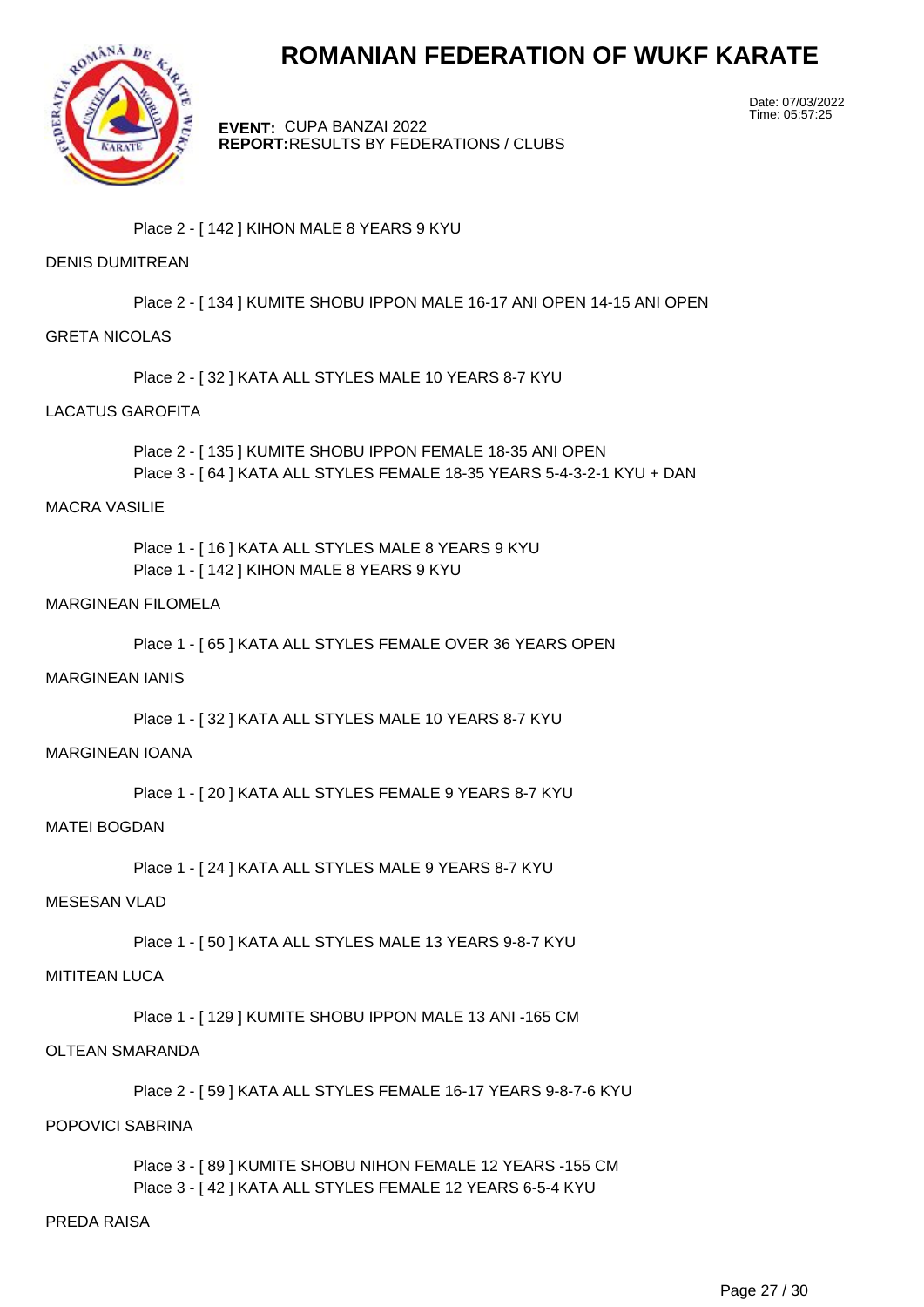Place 2 - [ 142 ] KIHON MALE 8 YEARS 9 KYU

DENIS DUMITREAN

Place 2 - [ 134 ] KUMITE SHOBU IPPON MALE 16-17 ANI OPEN 14-15 ANI OPEN

GRETA NICOLAS

Place 2 - [ 32 ] KATA ALL STYLES MALE 10 YEARS 8-7 KYU

LACATUS GAROFITA

Place 2 - [ 135 ] KUMITE SHOBU IPPON FEMALE 18-35 ANI OPEN
Place 3 - [ 64 ] KATA ALL STYLES FEMALE 18-35 YEARS 5-4-3-2-1 KYU + DAN

MACRA VASILIE

Place 1 - [ 16 ] KATA ALL STYLES MALE 8 YEARS 9 KYU
Place 1 - [ 142 ] KIHON MALE 8 YEARS 9 KYU

MARGINEAN FILOMELA

Place 1 - [ 65 ] KATA ALL STYLES FEMALE OVER 36 YEARS OPEN

MARGINEAN IANIS

Place 1 - [ 32 ] KATA ALL STYLES MALE 10 YEARS 8-7 KYU

MARGINEAN IOANA

Place 1 - [ 20 ] KATA ALL STYLES FEMALE 9 YEARS 8-7 KYU

MATEI BOGDAN

Place 1 - [ 24 ] KATA ALL STYLES MALE 9 YEARS 8-7 KYU

MESESAN VLAD

Place 1 - [ 50 ] KATA ALL STYLES MALE 13 YEARS 9-8-7 KYU

MITITEAN LUCA

Place 1 - [ 129 ] KUMITE SHOBU IPPON MALE 13 ANI -165 CM

OLTEAN SMARANDA

Place 2 - [ 59 ] KATA ALL STYLES FEMALE 16-17 YEARS 9-8-7-6 KYU

POPOVICI SABRINA

Place 3 - [ 89 ] KUMITE SHOBU NIHON FEMALE 12 YEARS -155 CM
Place 3 - [ 42 ] KATA ALL STYLES FEMALE 12 YEARS 6-5-4 KYU

PREDA RAISA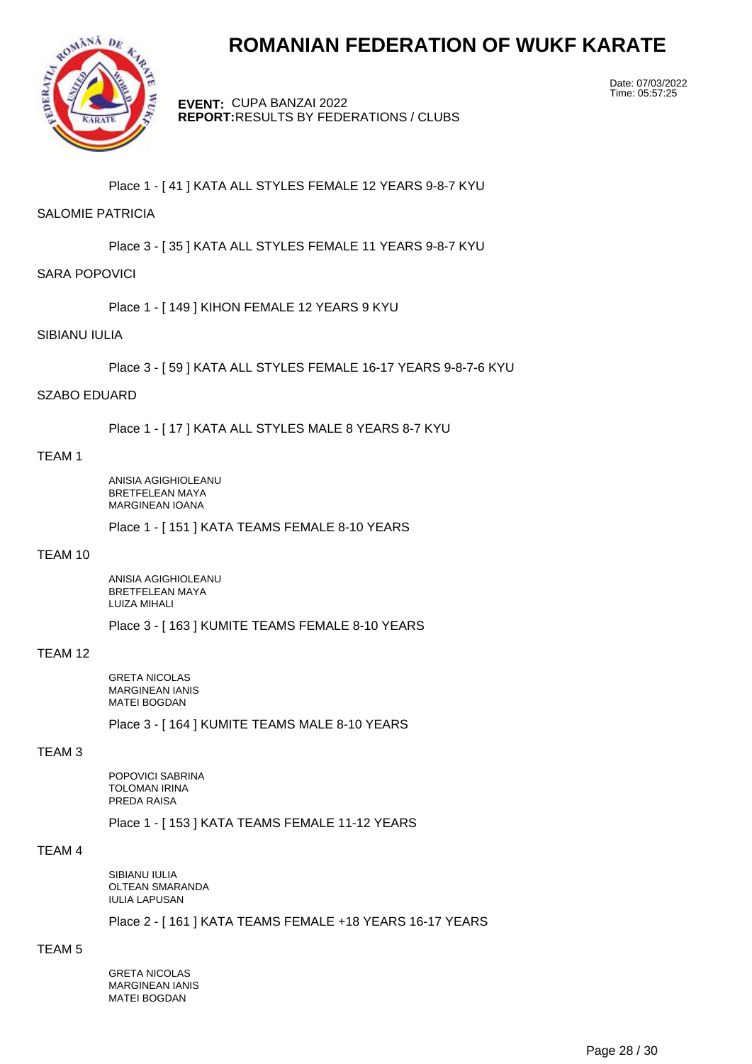# ROMANIAN FEDERATION OF WUKF KARATE

**EVENT:** CUPA BANZAI 2022
**REPORT:** RESULTS BY FEDERATIONS / CLUBS

Date: 07/03/2022
Time: 05:57:25

Place 1 - [ 41 ] KATA ALL STYLES FEMALE 12 YEARS 9-8-7 KYU

SALOMIE PATRICIA

Place 3 - [ 35 ] KATA ALL STYLES FEMALE 11 YEARS 9-8-7 KYU

SARA POPOVICI

Place 1 - [ 149 ] KIHON FEMALE 12 YEARS 9 KYU

SIBIANU IULIA

Place 3 - [ 59 ] KATA ALL STYLES FEMALE 16-17 YEARS 9-8-7-6 KYU

SZABO EDUARD

Place 1 - [ 17 ] KATA ALL STYLES MALE 8 YEARS 8-7 KYU

TEAM 1

ANISIA AGIGHIOLEANU
BRETFELEAN MAYA
MARGINEAN IOANA

Place 1 - [ 151 ] KATA TEAMS FEMALE 8-10 YEARS

TEAM 10

ANISIA AGIGHIOLEANU
BRETFELEAN MAYA
LUIZA MIHALI

Place 3 - [ 163 ] KUMITE TEAMS FEMALE 8-10 YEARS

TEAM 12

GRETA NICOLAS
MARGINEAN IANIS
MATEI BOGDAN

Place 3 - [ 164 ] KUMITE TEAMS MALE 8-10 YEARS

TEAM 3

POPOVICI SABRINA
TOLOMAN IRINA
PREDA RAISA

Place 1 - [ 153 ] KATA TEAMS FEMALE 11-12 YEARS

TEAM 4

SIBIANU IULIA
OLTEAN SMARANDA
IULIA LAPUSAN

Place 2 - [ 161 ] KATA TEAMS FEMALE +18 YEARS 16-17 YEARS

TEAM 5

GRETA NICOLAS
MARGINEAN IANIS
MATEI BOGDAN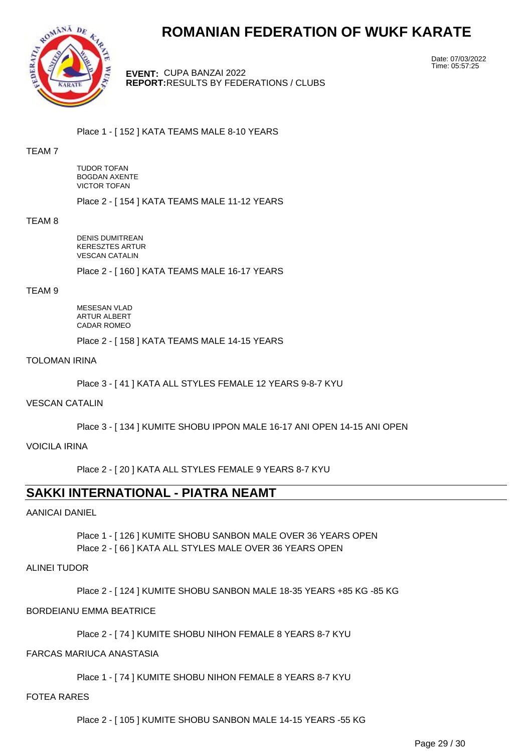Place 1 - [ 152 ] KATA TEAMS MALE 8-10 YEARS

TEAM 7

TUDOR TOFAN
BOGDAN AXENTE
VICTOR TOFAN

Place 2 - [ 154 ] KATA TEAMS MALE 11-12 YEARS

TEAM 8

DENIS DUMITREAN
KERESZTES ARTUR
VESCAN CATALIN

Place 2 - [ 160 ] KATA TEAMS MALE 16-17 YEARS

TEAM 9

MESESAN VLAD
ARTUR ALBERT
CADAR ROMEO

Place 2 - [ 158 ] KATA TEAMS MALE 14-15 YEARS

TOLOMAN IRINA

Place 3 - [ 41 ] KATA ALL STYLES FEMALE 12 YEARS 9-8-7 KYU

VESCAN CATALIN

Place 3 - [ 134 ] KUMITE SHOBU IPPON MALE 16-17 ANI OPEN 14-15 ANI OPEN

VOICILA IRINA

Place 2 - [ 20 ] KATA ALL STYLES FEMALE 9 YEARS 8-7 KYU

## SAKKI INTERNATIONAL - PIATRA NEAMT

AANICAI DANIEL

Place 1 - [ 126 ] KUMITE SHOBU SANBON MALE OVER 36 YEARS OPEN
Place 2 - [ 66 ] KATA ALL STYLES MALE OVER 36 YEARS OPEN

ALINEI TUDOR

Place 2 - [ 124 ] KUMITE SHOBU SANBON MALE 18-35 YEARS +85 KG -85 KG

BORDEIANU EMMA BEATRICE

Place 2 - [ 74 ] KUMITE SHOBU NIHON FEMALE 8 YEARS 8-7 KYU

FARCAS MARIUCA ANASTASIA

Place 1 - [ 74 ] KUMITE SHOBU NIHON FEMALE 8 YEARS 8-7 KYU

FOTEA RARES

Place 2 - [ 105 ] KUMITE SHOBU SANBON MALE 14-15 YEARS -55 KG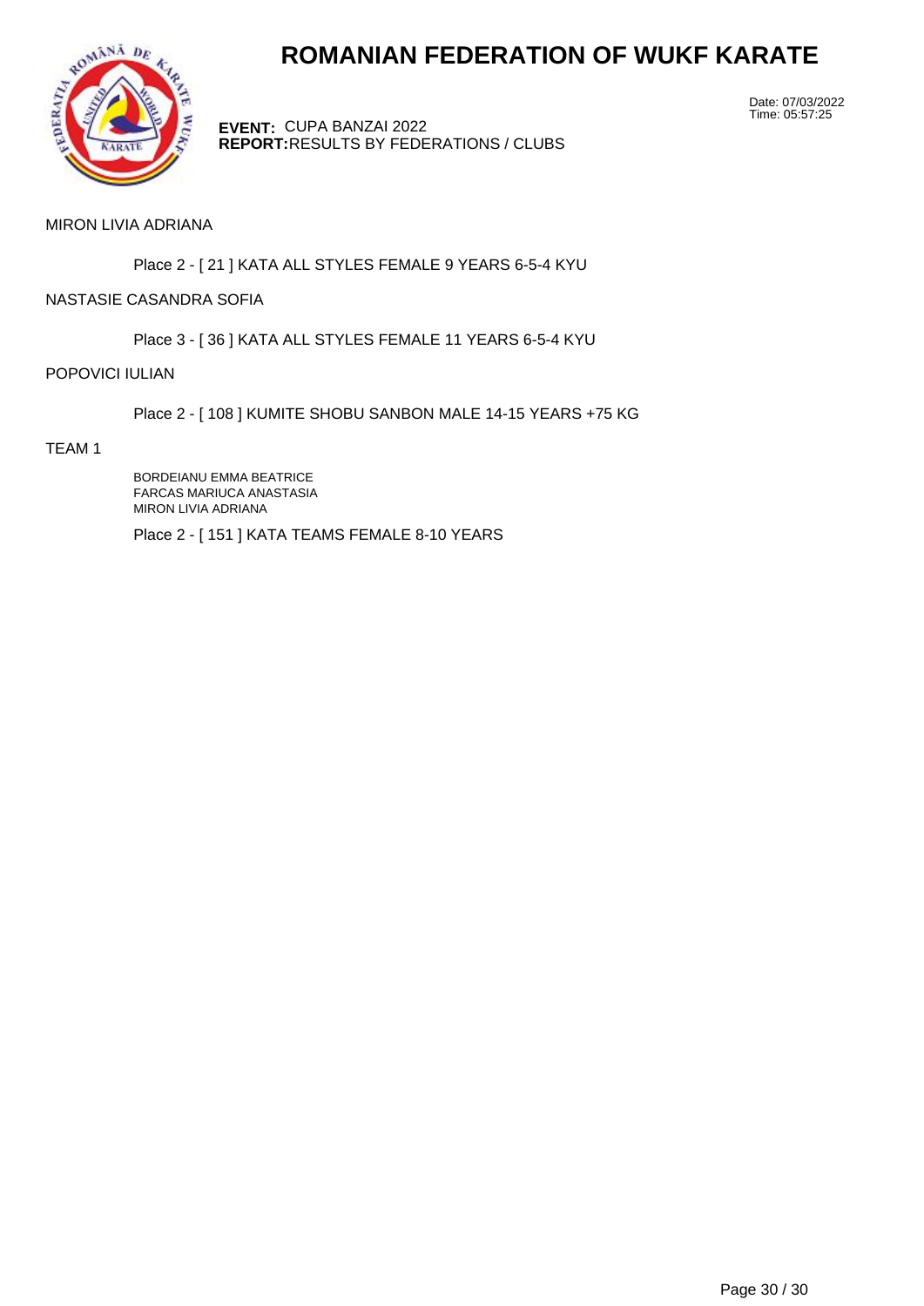# ROMANIAN FEDERATION OF WUKF KARATE

**EVENT:** CUPA BANZAI 2022
**REPORT:** RESULTS BY FEDERATIONS / CLUBS

Date: 07/03/2022
Time: 05:57:25

MIRON LIVIA ADRIANA

Place 2 - [ 21 ] KATA ALL STYLES FEMALE 9 YEARS 6-5-4 KYU

NASTASIE CASANDRA SOFIA

Place 3 - [ 36 ] KATA ALL STYLES FEMALE 11 YEARS 6-5-4 KYU

POPOVICI IULIAN

Place 2 - [ 108 ] KUMITE SHOBU SANBON MALE 14-15 YEARS +75 KG

TEAM 1

BORDEIANU EMMA BEATRICE
FARCAS MARIUCA ANASTASIA
MIRON LIVIA ADRIANA

Place 2 - [ 151 ] KATA TEAMS FEMALE 8-10 YEARS